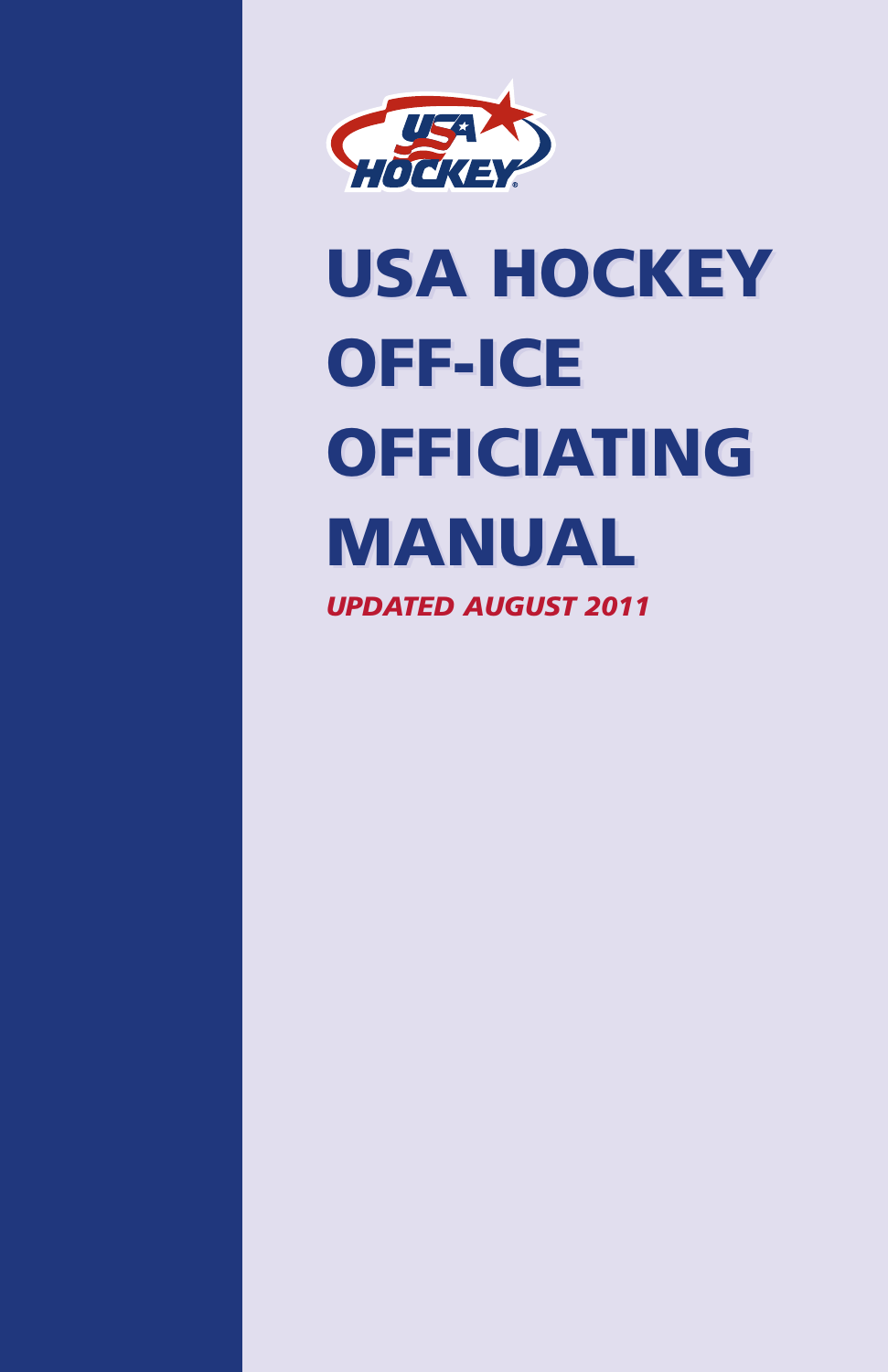# USA HOCKEY OFF-ICE OFFICIATING MANUAL

*UPDATED AUGUST 2011*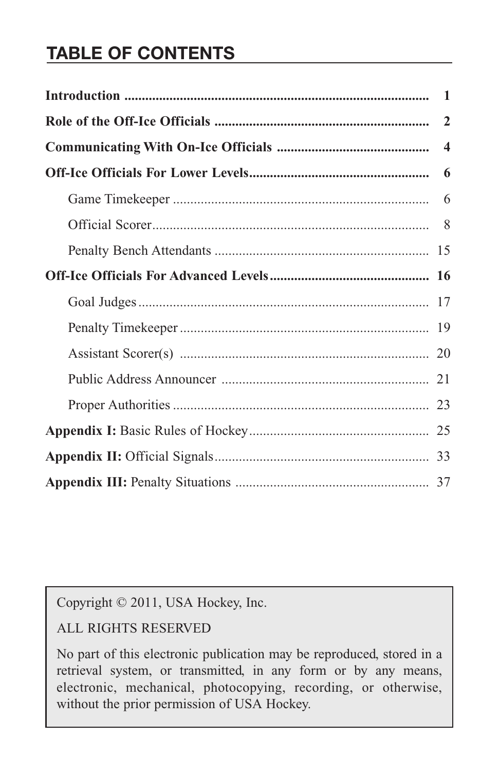## TABLE OF CONTENTS

| | |
|---|---|
| **Introduction** | **1** |
| **Role of the Off-Ice Officials** | **2** |
| **Communicating With On-Ice Officials** | **4** |
| **Off-Ice Officials For Lower Levels** | **6** |
| Game Timekeeper | 6 |
| Official Scorer | 8 |
| Penalty Bench Attendants | 15 |
| **Off-Ice Officials For Advanced Levels** | **16** |
| Goal Judges | 17 |
| Penalty Timekeeper | 19 |
| Assistant Scorer(s) | 20 |
| Public Address Announcer | 21 |
| Proper Authorities | 23 |
| **Appendix I:** Basic Rules of Hockey | 25 |
| **Appendix II:** Official Signals | 33 |
| **Appendix III:** Penalty Situations | 37 |

Copyright © 2011, USA Hockey, Inc.

ALL RIGHTS RESERVED

No part of this electronic publication may be reproduced, stored in a retrieval system, or transmitted, in any form or by any means, electronic, mechanical, photocopying, recording, or otherwise, without the prior permission of USA Hockey.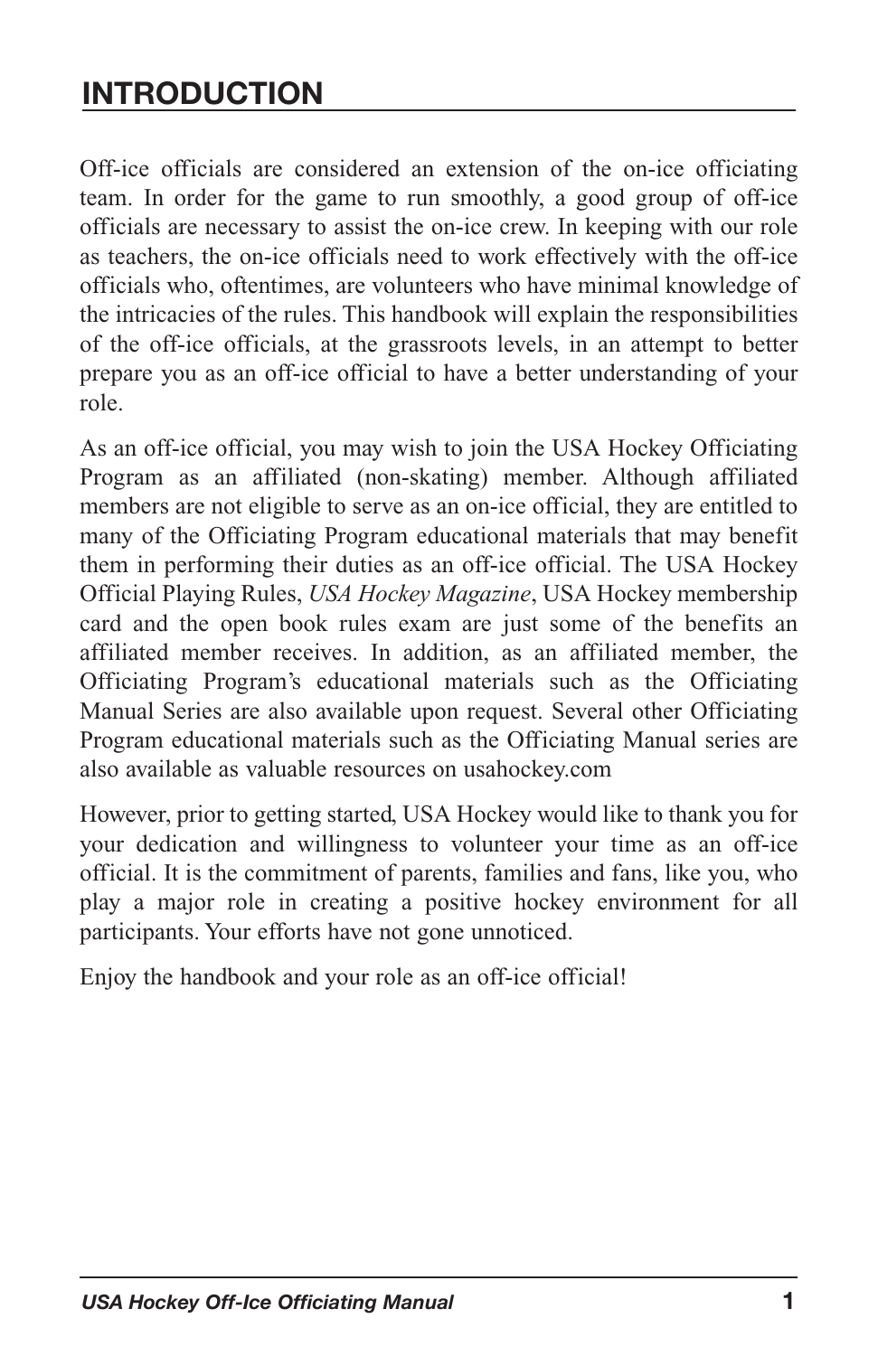# INTRODUCTION

Off-ice officials are considered an extension of the on-ice officiating team. In order for the game to run smoothly, a good group of off-ice officials are necessary to assist the on-ice crew. In keeping with our role as teachers, the on-ice officials need to work effectively with the off-ice officials who, oftentimes, are volunteers who have minimal knowledge of the intricacies of the rules. This handbook will explain the responsibilities of the off-ice officials, at the grassroots levels, in an attempt to better prepare you as an off-ice official to have a better understanding of your role.

As an off-ice official, you may wish to join the USA Hockey Officiating Program as an affiliated (non-skating) member. Although affiliated members are not eligible to serve as an on-ice official, they are entitled to many of the Officiating Program educational materials that may benefit them in performing their duties as an off-ice official. The USA Hockey Official Playing Rules, *USA Hockey Magazine*, USA Hockey membership card and the open book rules exam are just some of the benefits an affiliated member receives. In addition, as an affiliated member, the Officiating Program's educational materials such as the Officiating Manual Series are also available upon request. Several other Officiating Program educational materials such as the Officiating Manual series are also available as valuable resources on usahockey.com

However, prior to getting started, USA Hockey would like to thank you for your dedication and willingness to volunteer your time as an off-ice official. It is the commitment of parents, families and fans, like you, who play a major role in creating a positive hockey environment for all participants. Your efforts have not gone unnoticed.

Enjoy the handbook and your role as an off-ice official!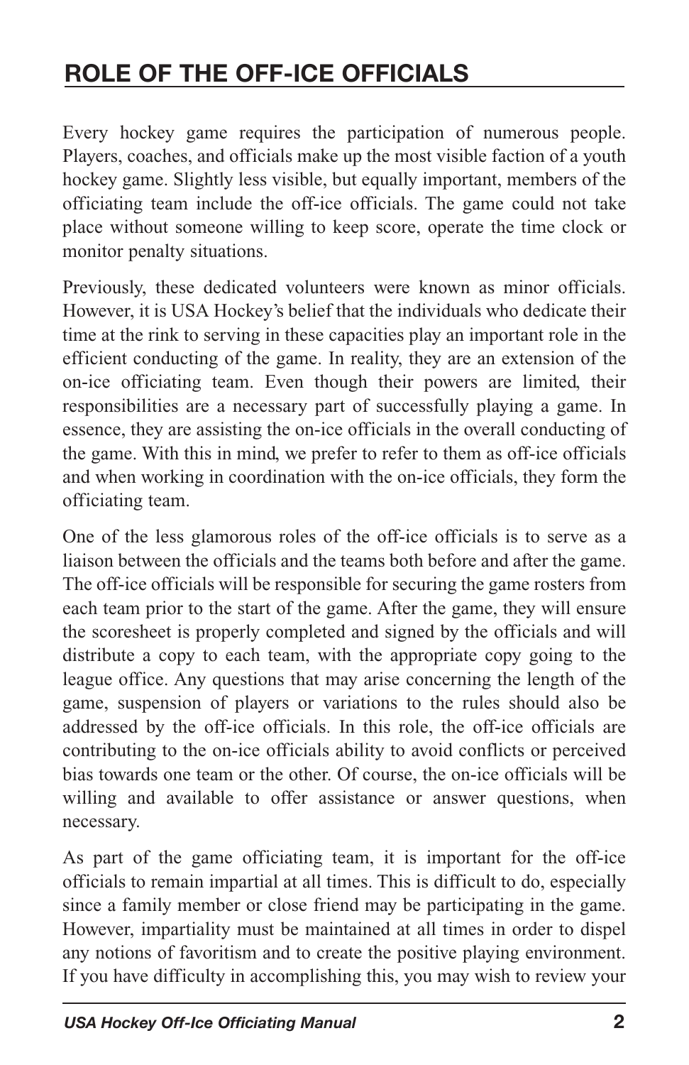## ROLE OF THE OFF-ICE OFFICIALS

Every hockey game requires the participation of numerous people. Players, coaches, and officials make up the most visible faction of a youth hockey game. Slightly less visible, but equally important, members of the officiating team include the off-ice officials. The game could not take place without someone willing to keep score, operate the time clock or monitor penalty situations.

Previously, these dedicated volunteers were known as minor officials. However, it is USA Hockey's belief that the individuals who dedicate their time at the rink to serving in these capacities play an important role in the efficient conducting of the game. In reality, they are an extension of the on-ice officiating team. Even though their powers are limited, their responsibilities are a necessary part of successfully playing a game. In essence, they are assisting the on-ice officials in the overall conducting of the game. With this in mind, we prefer to refer to them as off-ice officials and when working in coordination with the on-ice officials, they form the officiating team.

One of the less glamorous roles of the off-ice officials is to serve as a liaison between the officials and the teams both before and after the game. The off-ice officials will be responsible for securing the game rosters from each team prior to the start of the game. After the game, they will ensure the scoresheet is properly completed and signed by the officials and will distribute a copy to each team, with the appropriate copy going to the league office. Any questions that may arise concerning the length of the game, suspension of players or variations to the rules should also be addressed by the off-ice officials. In this role, the off-ice officials are contributing to the on-ice officials ability to avoid conflicts or perceived bias towards one team or the other. Of course, the on-ice officials will be willing and available to offer assistance or answer questions, when necessary.

As part of the game officiating team, it is important for the off-ice officials to remain impartial at all times. This is difficult to do, especially since a family member or close friend may be participating in the game. However, impartiality must be maintained at all times in order to dispel any notions of favoritism and to create the positive playing environment. If you have difficulty in accomplishing this, you may wish to review your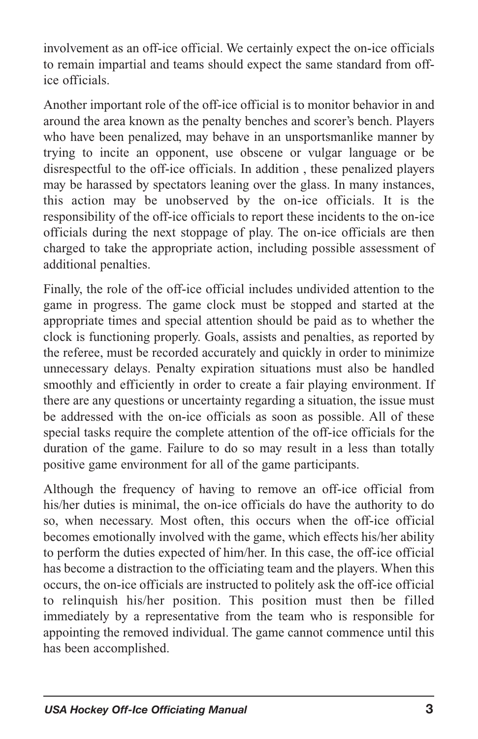involvement as an off-ice official. We certainly expect the on-ice officials to remain impartial and teams should expect the same standard from off-ice officials.

Another important role of the off-ice official is to monitor behavior in and around the area known as the penalty benches and scorer's bench. Players who have been penalized, may behave in an unsportsmanlike manner by trying to incite an opponent, use obscene or vulgar language or be disrespectful to the off-ice officials. In addition , these penalized players may be harassed by spectators leaning over the glass. In many instances, this action may be unobserved by the on-ice officials. It is the responsibility of the off-ice officials to report these incidents to the on-ice officials during the next stoppage of play. The on-ice officials are then charged to take the appropriate action, including possible assessment of additional penalties.

Finally, the role of the off-ice official includes undivided attention to the game in progress. The game clock must be stopped and started at the appropriate times and special attention should be paid as to whether the clock is functioning properly. Goals, assists and penalties, as reported by the referee, must be recorded accurately and quickly in order to minimize unnecessary delays. Penalty expiration situations must also be handled smoothly and efficiently in order to create a fair playing environment. If there are any questions or uncertainty regarding a situation, the issue must be addressed with the on-ice officials as soon as possible. All of these special tasks require the complete attention of the off-ice officials for the duration of the game. Failure to do so may result in a less than totally positive game environment for all of the game participants.

Although the frequency of having to remove an off-ice official from his/her duties is minimal, the on-ice officials do have the authority to do so, when necessary. Most often, this occurs when the off-ice official becomes emotionally involved with the game, which effects his/her ability to perform the duties expected of him/her. In this case, the off-ice official has become a distraction to the officiating team and the players. When this occurs, the on-ice officials are instructed to politely ask the off-ice official to relinquish his/her position. This position must then be filled immediately by a representative from the team who is responsible for appointing the removed individual. The game cannot commence until this has been accomplished.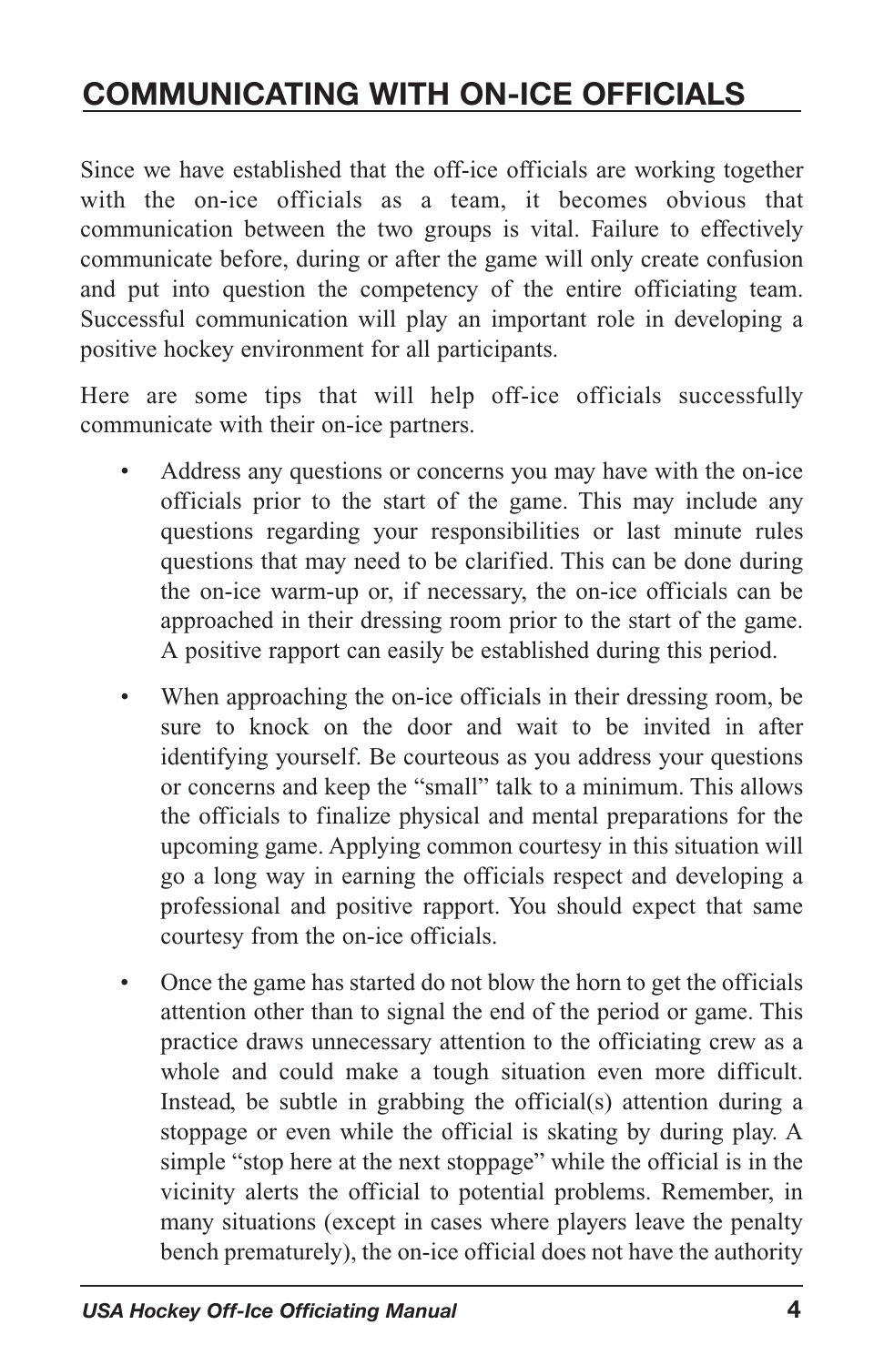## COMMUNICATING WITH ON-ICE OFFICIALS

Since we have established that the off-ice officials are working together with the on-ice officials as a team, it becomes obvious that communication between the two groups is vital. Failure to effectively communicate before, during or after the game will only create confusion and put into question the competency of the entire officiating team. Successful communication will play an important role in developing a positive hockey environment for all participants.

Here are some tips that will help off-ice officials successfully communicate with their on-ice partners.

- Address any questions or concerns you may have with the on-ice officials prior to the start of the game. This may include any questions regarding your responsibilities or last minute rules questions that may need to be clarified. This can be done during the on-ice warm-up or, if necessary, the on-ice officials can be approached in their dressing room prior to the start of the game. A positive rapport can easily be established during this period.

- When approaching the on-ice officials in their dressing room, be sure to knock on the door and wait to be invited in after identifying yourself. Be courteous as you address your questions or concerns and keep the "small" talk to a minimum. This allows the officials to finalize physical and mental preparations for the upcoming game. Applying common courtesy in this situation will go a long way in earning the officials respect and developing a professional and positive rapport. You should expect that same courtesy from the on-ice officials.

- Once the game has started do not blow the horn to get the officials attention other than to signal the end of the period or game. This practice draws unnecessary attention to the officiating crew as a whole and could make a tough situation even more difficult. Instead, be subtle in grabbing the official(s) attention during a stoppage or even while the official is skating by during play. A simple "stop here at the next stoppage" while the official is in the vicinity alerts the official to potential problems. Remember, in many situations (except in cases where players leave the penalty bench prematurely), the on-ice official does not have the authority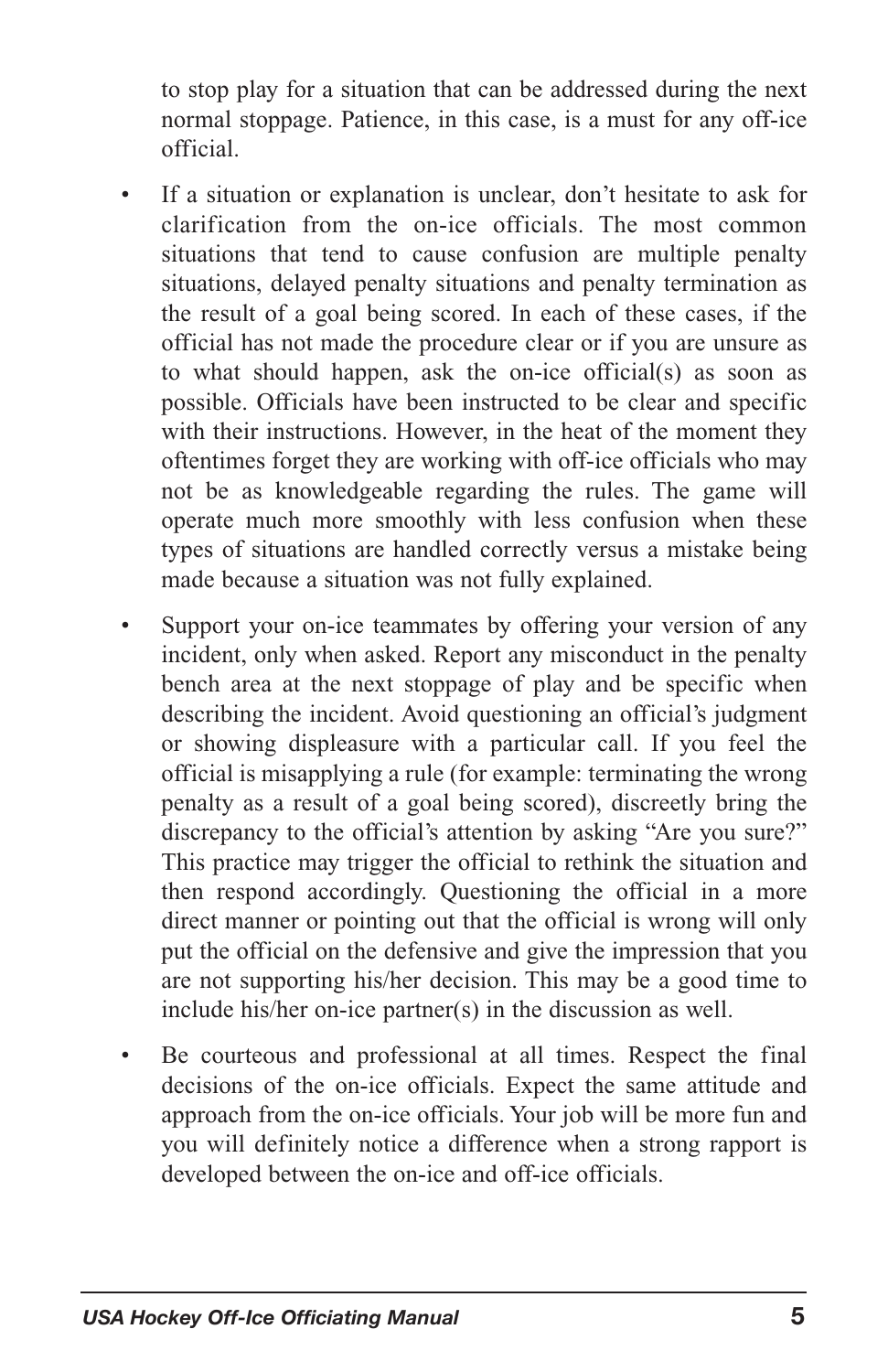to stop play for a situation that can be addressed during the next normal stoppage. Patience, in this case, is a must for any off-ice official.

- If a situation or explanation is unclear, don't hesitate to ask for clarification from the on-ice officials. The most common situations that tend to cause confusion are multiple penalty situations, delayed penalty situations and penalty termination as the result of a goal being scored. In each of these cases, if the official has not made the procedure clear or if you are unsure as to what should happen, ask the on-ice official(s) as soon as possible. Officials have been instructed to be clear and specific with their instructions. However, in the heat of the moment they oftentimes forget they are working with off-ice officials who may not be as knowledgeable regarding the rules. The game will operate much more smoothly with less confusion when these types of situations are handled correctly versus a mistake being made because a situation was not fully explained.

- Support your on-ice teammates by offering your version of any incident, only when asked. Report any misconduct in the penalty bench area at the next stoppage of play and be specific when describing the incident. Avoid questioning an official's judgment or showing displeasure with a particular call. If you feel the official is misapplying a rule (for example: terminating the wrong penalty as a result of a goal being scored), discreetly bring the discrepancy to the official's attention by asking "Are you sure?" This practice may trigger the official to rethink the situation and then respond accordingly. Questioning the official in a more direct manner or pointing out that the official is wrong will only put the official on the defensive and give the impression that you are not supporting his/her decision. This may be a good time to include his/her on-ice partner(s) in the discussion as well.

- Be courteous and professional at all times. Respect the final decisions of the on-ice officials. Expect the same attitude and approach from the on-ice officials. Your job will be more fun and you will definitely notice a difference when a strong rapport is developed between the on-ice and off-ice officials.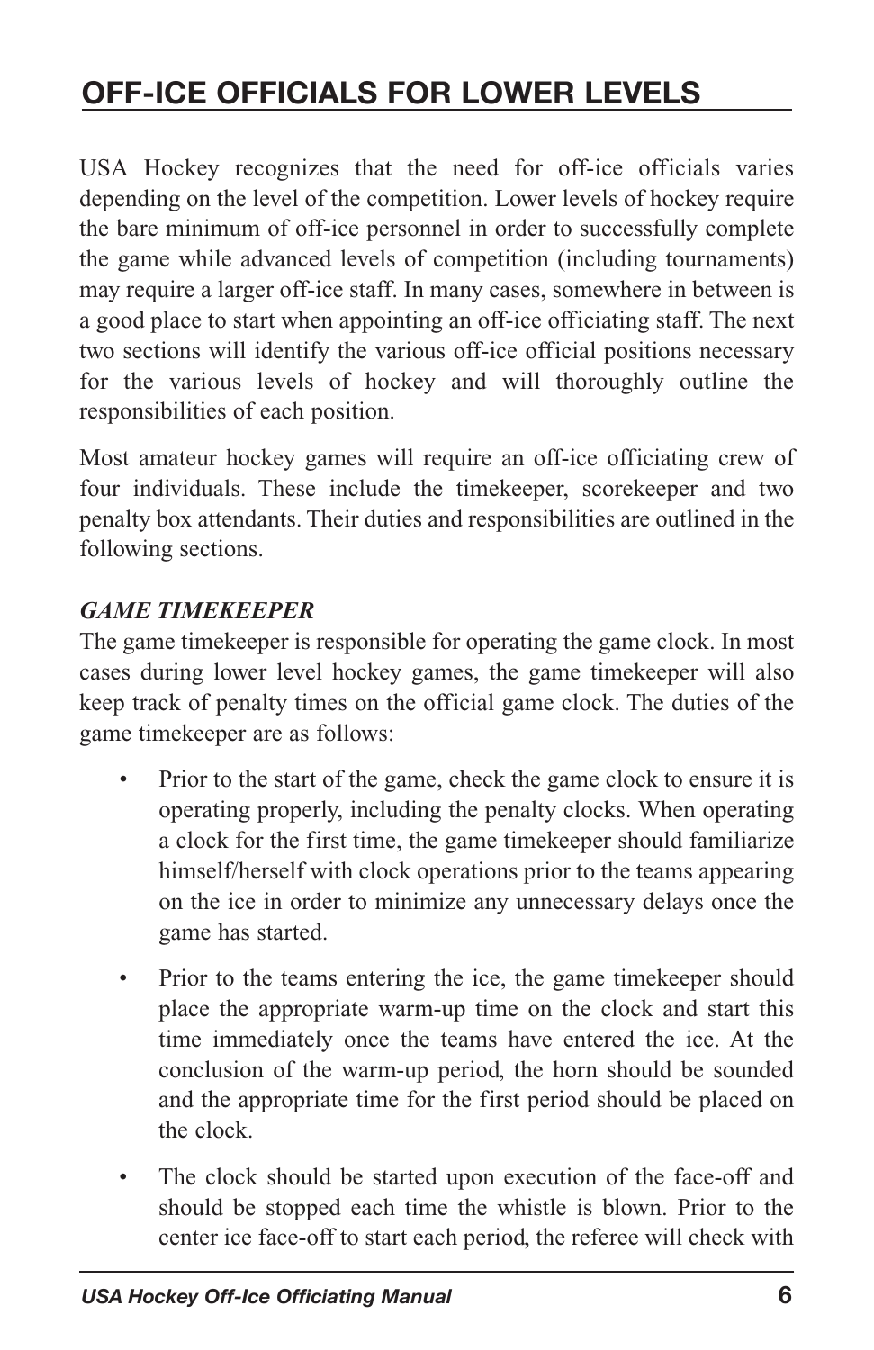## OFF-ICE OFFICIALS FOR LOWER LEVELS

USA Hockey recognizes that the need for off-ice officials varies depending on the level of the competition. Lower levels of hockey require the bare minimum of off-ice personnel in order to successfully complete the game while advanced levels of competition (including tournaments) may require a larger off-ice staff. In many cases, somewhere in between is a good place to start when appointing an off-ice officiating staff. The next two sections will identify the various off-ice official positions necessary for the various levels of hockey and will thoroughly outline the responsibilities of each position.

Most amateur hockey games will require an off-ice officiating crew of four individuals. These include the timekeeper, scorekeeper and two penalty box attendants. Their duties and responsibilities are outlined in the following sections.

### *GAME TIMEKEEPER*

The game timekeeper is responsible for operating the game clock. In most cases during lower level hockey games, the game timekeeper will also keep track of penalty times on the official game clock. The duties of the game timekeeper are as follows:

- Prior to the start of the game, check the game clock to ensure it is operating properly, including the penalty clocks. When operating a clock for the first time, the game timekeeper should familiarize himself/herself with clock operations prior to the teams appearing on the ice in order to minimize any unnecessary delays once the game has started.
- Prior to the teams entering the ice, the game timekeeper should place the appropriate warm-up time on the clock and start this time immediately once the teams have entered the ice. At the conclusion of the warm-up period, the horn should be sounded and the appropriate time for the first period should be placed on the clock.
- The clock should be started upon execution of the face-off and should be stopped each time the whistle is blown. Prior to the center ice face-off to start each period, the referee will check with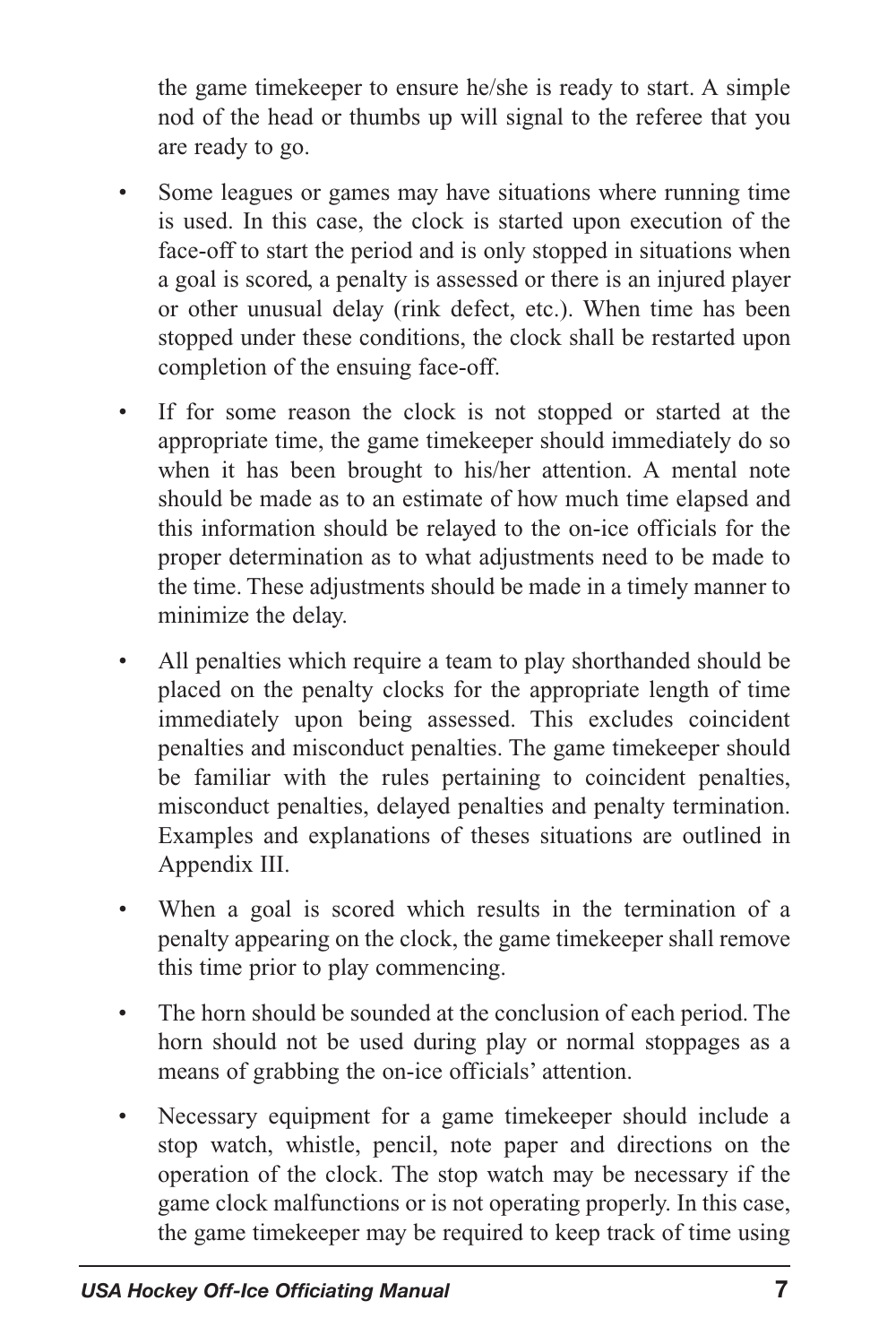the game timekeeper to ensure he/she is ready to start. A simple nod of the head or thumbs up will signal to the referee that you are ready to go.

- Some leagues or games may have situations where running time is used. In this case, the clock is started upon execution of the face-off to start the period and is only stopped in situations when a goal is scored, a penalty is assessed or there is an injured player or other unusual delay (rink defect, etc.). When time has been stopped under these conditions, the clock shall be restarted upon completion of the ensuing face-off.

- If for some reason the clock is not stopped or started at the appropriate time, the game timekeeper should immediately do so when it has been brought to his/her attention. A mental note should be made as to an estimate of how much time elapsed and this information should be relayed to the on-ice officials for the proper determination as to what adjustments need to be made to the time. These adjustments should be made in a timely manner to minimize the delay.

- All penalties which require a team to play shorthanded should be placed on the penalty clocks for the appropriate length of time immediately upon being assessed. This excludes coincident penalties and misconduct penalties. The game timekeeper should be familiar with the rules pertaining to coincident penalties, misconduct penalties, delayed penalties and penalty termination. Examples and explanations of theses situations are outlined in Appendix III.

- When a goal is scored which results in the termination of a penalty appearing on the clock, the game timekeeper shall remove this time prior to play commencing.

- The horn should be sounded at the conclusion of each period. The horn should not be used during play or normal stoppages as a means of grabbing the on-ice officials' attention.

- Necessary equipment for a game timekeeper should include a stop watch, whistle, pencil, note paper and directions on the operation of the clock. The stop watch may be necessary if the game clock malfunctions or is not operating properly. In this case, the game timekeeper may be required to keep track of time using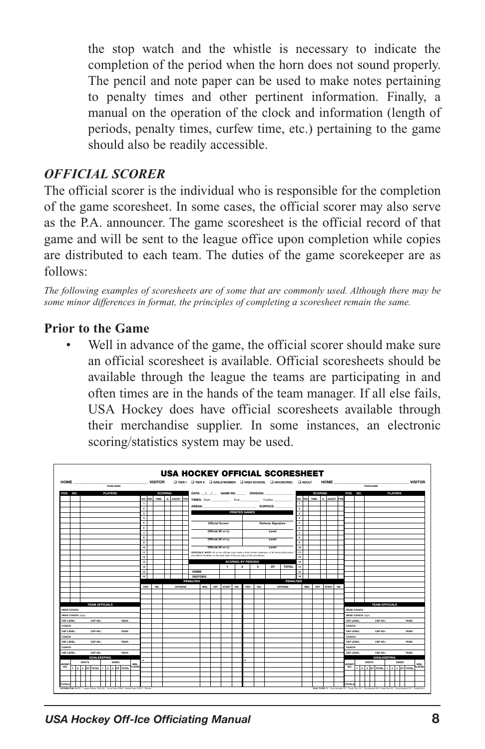the stop watch and the whistle is necessary to indicate the completion of the period when the horn does not sound properly. The pencil and note paper can be used to make notes pertaining to penalty times and other pertinent information. Finally, a manual on the operation of the clock and information (length of periods, penalty times, curfew time, etc.) pertaining to the game should also be readily accessible.

## *OFFICIAL SCORER*

The official scorer is the individual who is responsible for the completion of the game scoresheet. In some cases, the official scorer may also serve as the P.A. announcer. The game scoresheet is the official record of that game and will be sent to the league office upon completion while copies are distributed to each team. The duties of the game scorekeeper are as follows:

*The following examples of scoresheets are of some that are commonly used. Although there may be some minor differences in format, the principles of completing a scoresheet remain the same.*

### Prior to the Game

- Well in advance of the game, the official scorer should make sure an official scoresheet is available. Official scoresheets should be available through the league the teams are participating in and often times are in the hands of the team manager. If all else fails, USA Hockey does have official scoresheets available through their merchandise supplier. In some instances, an electronic scoring/statistics system may be used.

**USA HOCKEY OFFICIAL SCORESHEET**

HOME ______ VISITOR ❑ TIER I ❑ TIER II ❑ GIRLS/WOMEN ❑ HIGH SCHOOL ❑ HOUSE/REC. ❑ ADULT HOME ______ VISITOR

DATE: __/__/__ GAME NO. ____ DIVISION: ______

TIMES: Start ______ End ______ Curfew ______

ARENA: ______ SURFACE: ______

PRINTED NAMES

| Official Scorer | Referee Signature |
|---|---|
| Official (R or L) | Level |
| Official (R or L) | Level |
| Official (R or L) | Level |

OFFICIALS' NOTE: All on-ice officials must make a brief written statement of all Game Misconduct and Match Penalties on the back side of the top copy of this scoresheet.

SCORING BY PERIODS

| | 1 | 2 | 3 | OT | TOTAL |
|---|---|---|---|---|---|
| HOME | | | | | |
| VISITORS | | | | | |

PLAYERS: POS. | NO. | PLAYERS

SCORING: NO. | PER. | TIME | G | ASSIST | TYPE

PENALTIES: PER. | NO. | OFFENSE | MIN. | OFF | START | ON

TEAM OFFICIALS: HEAD COACH: / HEAD COACH: (sign) / CEP LEVEL: CEP NO.: YEAR: / COACH:

GOALKEEPING: JERSEY NO. | SHOTS 1 2 3 OT TOTAL | SAVES 1 2 3 OT TOTAL | MIN. PLAYED | TOTALS

DISTRIBUTION: WHITE – League Officials; YELLOW – Home Team; PINK – Visiting Team; GOLD – Referee

GOAL TYPES: EV – Even Strength; PP – Power Play; SH – Shorthanded; EN – Empty Net; EA – Extra Attacker; PS – Penalty Shot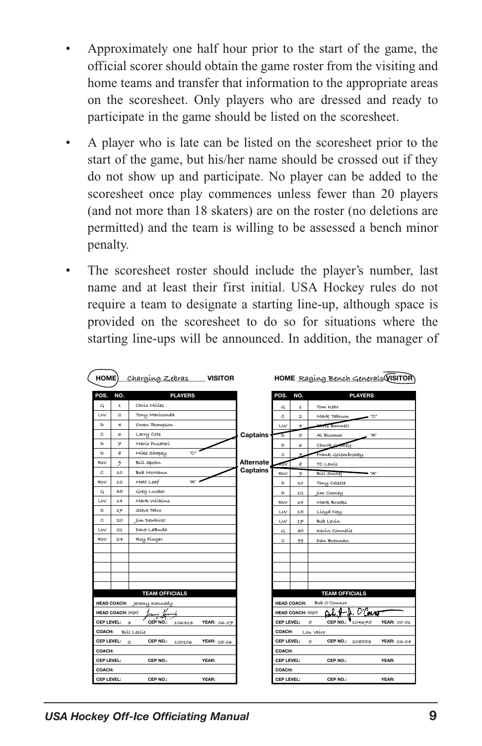- Approximately one half hour prior to the start of the game, the official scorer should obtain the game roster from the visiting and home teams and transfer that information to the appropriate areas on the scoresheet. Only players who are dressed and ready to participate in the game should be listed on the scoresheet.

- A player who is late can be listed on the scoresheet prior to the start of the game, but his/her name should be crossed out if they do not show up and participate. No player can be added to the scoresheet once play commences unless fewer than 20 players (and not more than 18 skaters) are on the roster (no deletions are permitted) and the team is willing to be assessed a bench minor penalty.

- The scoresheet roster should include the player's number, last name and at least their first initial. USA Hockey rules do not require a team to designate a starting line-up, although space is provided on the scoresheet to do so for situations where the starting line-ups will be announced. In addition, the manager of

HOME Charging Zebras VISITOR

| POS. | NO. | PLAYERS |
|---|---|---|
| G | 1 | Chris Milles |
| LW | 2 | Tony Mariconda |
| D | 4 | Owen Thompson |
| C | 6 | Larry Cote |
| D | 7 | Mario Pusateri |
| D | 8 | Mike Shapey "C" |
| RW | 9 | Bill Spohn |
| C | 10 | Bob McMann |
| RW | 12 | Matt Leaf "A" |
| G | 35 | Greg Lucker |
| LW | 14 | Mark Wilkins |
| D | 17 | Steve Tatro |
| C | 20 | Jim Dewhirst |
| LW | 21 | Dave LaBuda |
| RW | 24 | Roy Finger |

TEAM OFFICIALS

HEAD COACH: Jeremy Kennedy
HEAD COACH: (sign)
CEP LEVEL: 3 CEP NO.: 106413 YEAR: 06-07
COACH: Bill Leslie
CEP LEVEL: 2 CEP NO.: 100106 YEAR: 05-06
COACH:
CEP LEVEL: CEP NO.: YEAR:
COACH:
CEP LEVEL: CEP NO.: YEAR:

Captains

Alternate Captains

HOME Raging Bench Generals VISITOR

| POS. | NO. | PLAYERS |
|---|---|---|
| G | 1 | Tom Kehr |
| C | 2 | Mark Tabrum "C" |
| LW | 4 | ~~Chris Bonnell~~ |
| D | 5 | Al Bloomer "A" |
| D | 6 | Chuck Gridley |
| C | 7 | Frank Golembrosky |
| RW | 8 | TC Lewis |
| RW | 9 | Bill Switaj "A" |
| D | 10 | Tony Celeste |
| D | 12 | Jim Cooney |
| RW | 14 | Mark Brooks |
| LW | 15 | Lloyd Ney |
| LW | 17 | Bob Levin |
| G | 30 | Kevin Connelie |
| C | 99 | Dan Brennan |

TEAM OFFICIALS

HEAD COACH: Bob O'Connor
HEAD COACH: (sign)
CEP LEVEL: 5 CEP NO.: 104675 YEAR: 00-01
COACH: Lou Vairo
CEP LEVEL: 5 CEP NO.: 208553 YEAR: 03-04
COACH:
CEP LEVEL: CEP NO.: YEAR:
COACH:
CEP LEVEL: CEP NO.: YEAR: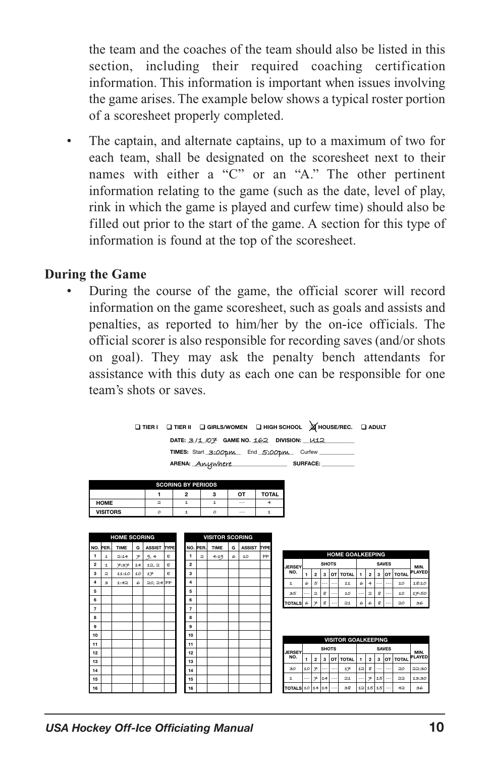the team and the coaches of the team should also be listed in this section, including their required coaching certification information. This information is important when issues involving the game arises. The example below shows a typical roster portion of a scoresheet properly completed.

- The captain, and alternate captains, up to a maximum of two for each team, shall be designated on the scoresheet next to their names with either a "C" or an "A." The other pertinent information relating to the game (such as the date, level of play, rink in which the game is played and curfew time) should also be filled out prior to the start of the game. A section for this type of information is found at the top of the scoresheet.

## During the Game

- During the course of the game, the official scorer will record information on the game scoresheet, such as goals and assists and penalties, as reported to him/her by the on-ice officials. The official scorer is also responsible for recording saves (and/or shots on goal). They may ask the penalty bench attendants for assistance with this duty as each one can be responsible for one team's shots or saves.

❑ TIER I ❑ TIER II ❑ GIRLS/WOMEN ❑ HIGH SCHOOL ☒ HOUSE/REC. ❑ ADULT

DATE: 3/1/07 GAME NO. 162 DIVISION: U12

TIMES: Start 3:00pm End 5:00pm Curfew ________

ARENA: Anywhere SURFACE: ________

| SCORING BY PERIODS | 1 | 2 | 3 | OT | TOTAL |
|---|---|---|---|---|---|
| HOME | 2 | 1 | 1 | --- | 4 |
| VISITORS | 0 | 1 | 0 | --- | 1 |

HOME SCORING

| NO. | PER. | TIME | G | ASSIST | TYPE |
|---|---|---|---|---|---|
| 1 | 1 | 2:14 | 7 | 9, 4 | E |
| 2 | 1 | 7:37 | 14 | 12, 2 | E |
| 3 | 2 | 11:10 | 10 | 17 | E |
| 4 | 3 | 1:42 | 6 | 20, 24 | PP |
| 5 | | | | | |
| 6 | | | | | |
| 7 | | | | | |
| 8 | | | | | |
| 9 | | | | | |
| 10 | | | | | |
| 11 | | | | | |
| 12 | | | | | |
| 13 | | | | | |
| 14 | | | | | |
| 15 | | | | | |
| 16 | | | | | |

VISITOR SCORING

| NO. | PER. | TIME | G | ASSIST | TYPE |
|---|---|---|---|---|---|
| 1 | 2 | 4:19 | 6 | 10 | PP |
| 2 | | | | | |
| 3 | | | | | |
| 4 | | | | | |
| 5 | | | | | |
| 6 | | | | | |
| 7 | | | | | |
| 8 | | | | | |
| 9 | | | | | |
| 10 | | | | | |
| 11 | | | | | |
| 12 | | | | | |
| 13 | | | | | |
| 14 | | | | | |
| 15 | | | | | |
| 16 | | | | | |

HOME GOALKEEPING

| JERSEY NO. | SHOTS 1 | 2 | 3 | OT | TOTAL | SAVES 1 | 2 | 3 | OT | TOTAL | MIN. PLAYED |
|---|---|---|---|---|---|---|---|---|---|---|---|
| 1 | 6 | 5 | --- | --- | 11 | 6 | 4 | --- | --- | 10 | 18:10 |
| 35 | --- | 2 | 8 | --- | 10 | --- | 2 | 8 | --- | 10 | 17:50 |
| TOTALS | 6 | 7 | 8 | --- | 21 | 6 | 6 | 8 | --- | 20 | 36 |

VISITOR GOALKEEPING

| JERSEY NO. | SHOTS 1 | 2 | 3 | OT | TOTAL | SAVES 1 | 2 | 3 | OT | TOTAL | MIN. PLAYED |
|---|---|---|---|---|---|---|---|---|---|---|---|
| 30 | 10 | 7 | --- | --- | 17 | 12 | 8 | --- | --- | 20 | 22:30 |
| 1 | --- | 7 | 14 | --- | 21 | --- | 7 | 15 | --- | 22 | 13:30 |
| TOTALS | 10 | 14 | 14 | --- | 38 | 12 | 15 | 15 | --- | 42 | 36 |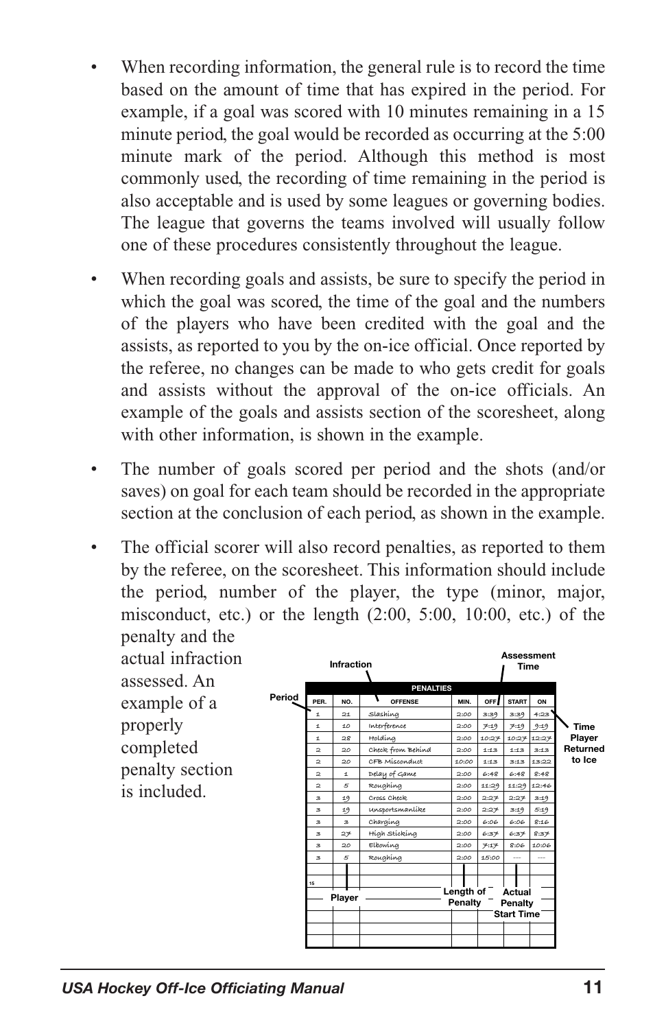- When recording information, the general rule is to record the time based on the amount of time that has expired in the period. For example, if a goal was scored with 10 minutes remaining in a 15 minute period, the goal would be recorded as occurring at the 5:00 minute mark of the period. Although this method is most commonly used, the recording of time remaining in the period is also acceptable and is used by some leagues or governing bodies. The league that governs the teams involved will usually follow one of these procedures consistently throughout the league.

- When recording goals and assists, be sure to specify the period in which the goal was scored, the time of the goal and the numbers of the players who have been credited with the goal and the assists, as reported to you by the on-ice official. Once reported by the referee, no changes can be made to who gets credit for goals and assists without the approval of the on-ice officials. An example of the goals and assists section of the scoresheet, along with other information, is shown in the example.

- The number of goals scored per period and the shots (and/or saves) on goal for each team should be recorded in the appropriate section at the conclusion of each period, as shown in the example.

- The official scorer will also record penalties, as reported to them by the referee, on the scoresheet. This information should include the period, number of the player, the type (minor, major, misconduct, etc.) or the length (2:00, 5:00, 10:00, etc.) of the penalty and the actual infraction assessed. An example of a properly completed penalty section is included.

**PENALTIES**

| PER. | NO. | OFFENSE | MIN. | OFF | START | ON |
|---|---|---|---|---|---|---|
| 1 | 21 | Slashing | 2:00 | 3:39 | 3:39 | 4:23 |
| 1 | 10 | Interference | 2:00 | 7:19 | 7:19 | 9:19 |
| 1 | 28 | Holding | 2:00 | 10:27 | 10:27 | 12:27 |
| 2 | 20 | Check from Behind | 2:00 | 1:13 | 1:13 | 3:13 |
| 2 | 20 | CFB Misconduct | 10:00 | 1:13 | 3:13 | 13:22 |
| 2 | 1 | Delay of Game | 2:00 | 6:48 | 6:48 | 8:48 |
| 2 | 5 | Roughing | 2:00 | 11:29 | 11:29 | 12:46 |
| 3 | 19 | Cross Check | 2:00 | 2:27 | 2:27 | 3:19 |
| 3 | 19 | Unsportsmanlike | 2:00 | 2:27 | 3:19 | 5:19 |
| 3 | 3 | Charging | 2:00 | 6:06 | 6:06 | 8:16 |
| 3 | 27 | High Sticking | 2:00 | 6:37 | 6:37 | 8:37 |
| 3 | 20 | Elbowing | 2:00 | 7:17 | 8:06 | 10:06 |
| 3 | 5 | Roughing | 2:00 | 15:00 | --- | --- |

Labels: Period; Infraction; Assessment Time; Time Player Returned to Ice; Player; Length of Penalty; Actual Penalty Start Time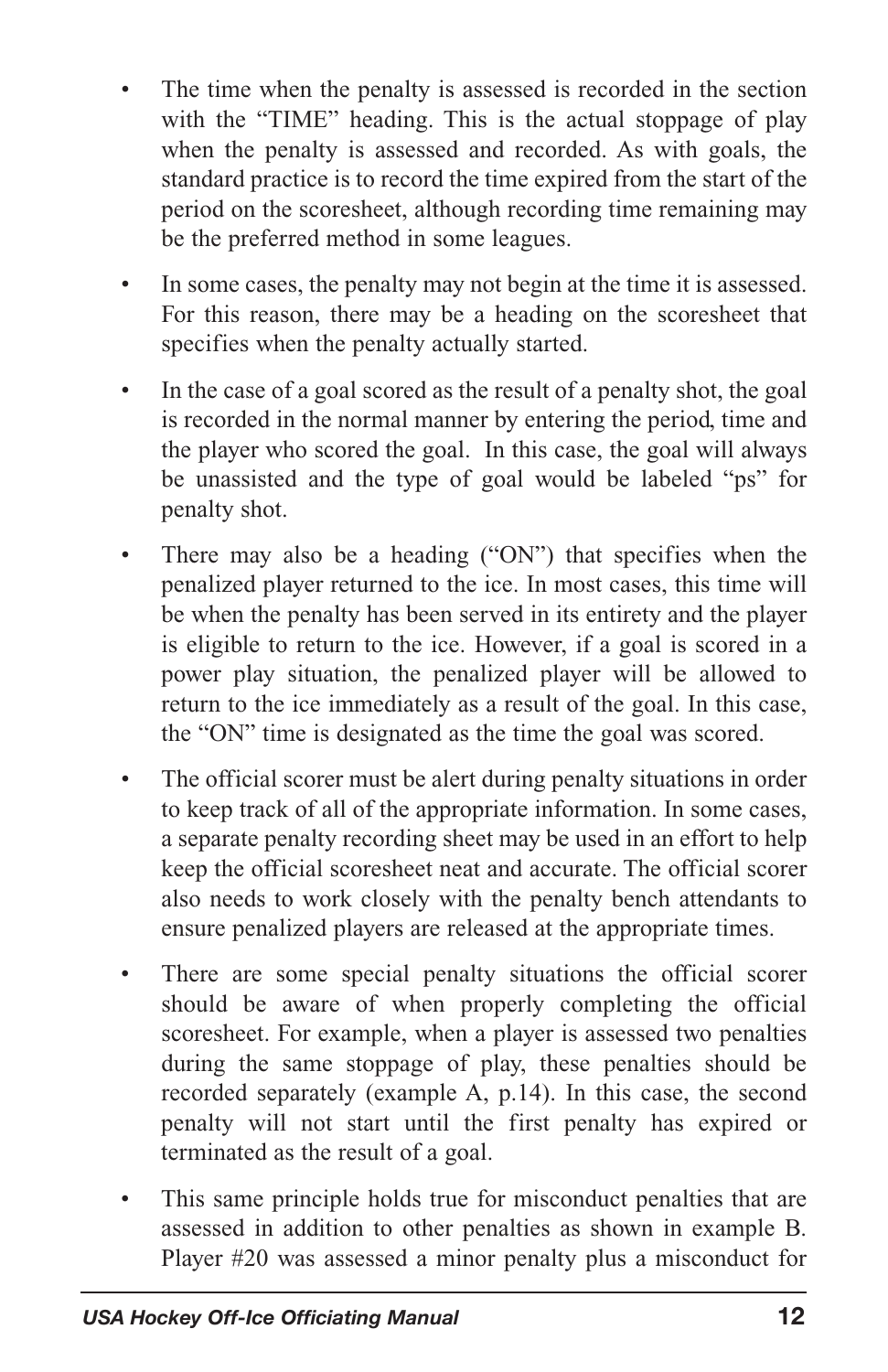- The time when the penalty is assessed is recorded in the section with the "TIME" heading. This is the actual stoppage of play when the penalty is assessed and recorded. As with goals, the standard practice is to record the time expired from the start of the period on the scoresheet, although recording time remaining may be the preferred method in some leagues.

- In some cases, the penalty may not begin at the time it is assessed. For this reason, there may be a heading on the scoresheet that specifies when the penalty actually started.

- In the case of a goal scored as the result of a penalty shot, the goal is recorded in the normal manner by entering the period, time and the player who scored the goal. In this case, the goal will always be unassisted and the type of goal would be labeled "ps" for penalty shot.

- There may also be a heading ("ON") that specifies when the penalized player returned to the ice. In most cases, this time will be when the penalty has been served in its entirety and the player is eligible to return to the ice. However, if a goal is scored in a power play situation, the penalized player will be allowed to return to the ice immediately as a result of the goal. In this case, the "ON" time is designated as the time the goal was scored.

- The official scorer must be alert during penalty situations in order to keep track of all of the appropriate information. In some cases, a separate penalty recording sheet may be used in an effort to help keep the official scoresheet neat and accurate. The official scorer also needs to work closely with the penalty bench attendants to ensure penalized players are released at the appropriate times.

- There are some special penalty situations the official scorer should be aware of when properly completing the official scoresheet. For example, when a player is assessed two penalties during the same stoppage of play, these penalties should be recorded separately (example A, p.14). In this case, the second penalty will not start until the first penalty has expired or terminated as the result of a goal.

- This same principle holds true for misconduct penalties that are assessed in addition to other penalties as shown in example B. Player #20 was assessed a minor penalty plus a misconduct for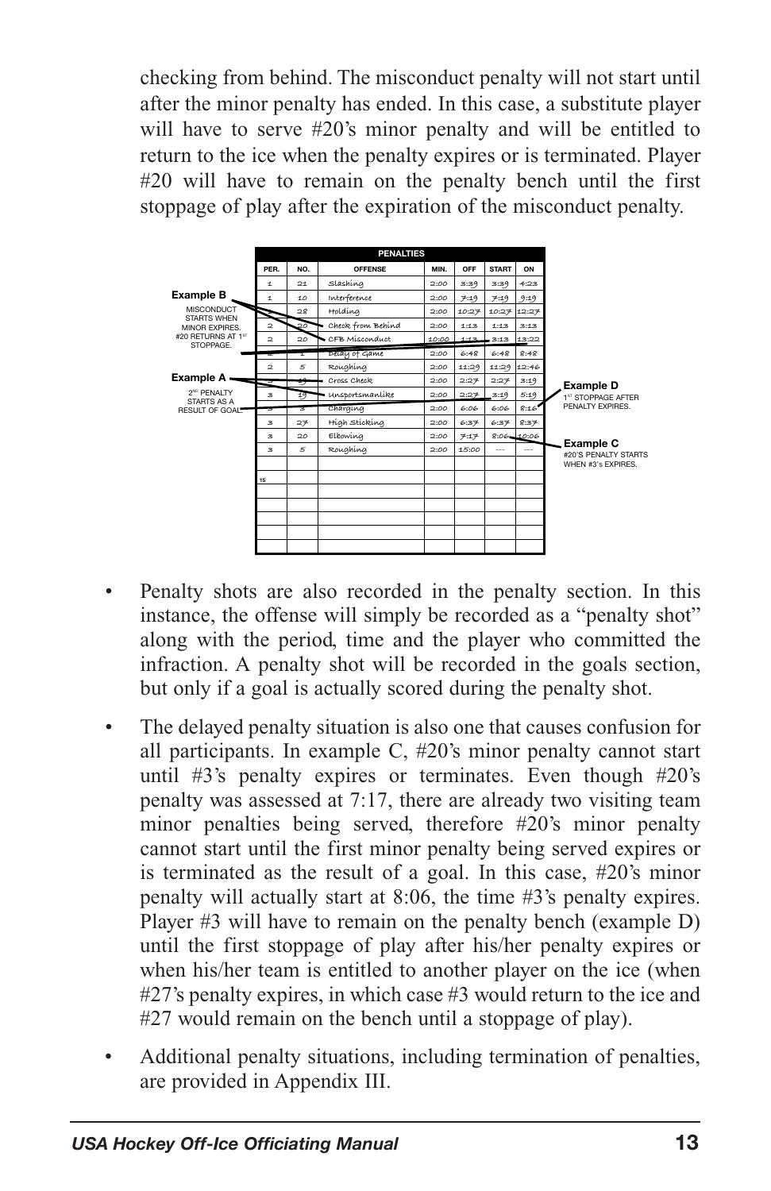checking from behind. The misconduct penalty will not start until after the minor penalty has ended. In this case, a substitute player will have to serve #20's minor penalty and will be entitled to return to the ice when the penalty expires or is terminated. Player #20 will have to remain on the penalty bench until the first stoppage of play after the expiration of the misconduct penalty.

| PENALTIES | | | | | | |
|---|---|---|---|---|---|---|
| PER. | NO. | OFFENSE | MIN. | OFF | START | ON |
| 1 | 21 | Slashing | 2:00 | 3:39 | 3:39 | 4:23 |
| 1 | 10 | Interference | 2:00 | 7:19 | 7:19 | 9:19 |
| 2 | 28 | Holding | 2:00 | 10:27 | 10:27 | 12:27 |
| 2 | 20 | Check from Behind | 2:00 | 1:13 | 1:13 | 3:13 |
| 2 | 20 | CFB Misconduct | 10:00 | 1:13 | 3:13 | 13:22 |
| 2 | 1 | Delay of Game | 2:00 | 6:48 | 6:48 | 8:48 |
| 2 | 5 | Roughing | 2:00 | 11:29 | 11:29 | 12:46 |
| 3 | 19 | Cross Check | 2:00 | 2:27 | 2:27 | 3:19 |
| 3 | 19 | Unsportsmanlike | 2:00 | 2:27 | 3:19 | 5:19 |
| 3 | 3 | Charging | 2:00 | 6:06 | 6:06 | 8:16 |
| 3 | 27 | High Sticking | 2:00 | 6:37 | 6:37 | 8:37 |
| 3 | 20 | Elbowing | 2:00 | 7:17 | 8:06 | 10:06 |
| 3 | 5 | Roughing | 2:00 | 15:00 | --- | --- |
| | | | | | | |
| 15 | | | | | | |
| | | | | | | |
| | | | | | | |
| | | | | | | |
| | | | | | | |
| | | | | | | |
| | | | | | | |

Example B
MISCONDUCT STARTS WHEN MINOR EXPIRES. #20 RETURNS AT 1ST STOPPAGE.

Example A
2ND PENALTY STARTS AS A RESULT OF GOAL.

Example D
1ST STOPPAGE AFTER PENALTY EXPIRES.

Example C
#20'S PENALTY STARTS WHEN #3's EXPIRES.

- Penalty shots are also recorded in the penalty section. In this instance, the offense will simply be recorded as a "penalty shot" along with the period, time and the player who committed the infraction. A penalty shot will be recorded in the goals section, but only if a goal is actually scored during the penalty shot.

- The delayed penalty situation is also one that causes confusion for all participants. In example C, #20's minor penalty cannot start until #3's penalty expires or terminates. Even though #20's penalty was assessed at 7:17, there are already two visiting team minor penalties being served, therefore #20's minor penalty cannot start until the first minor penalty being served expires or is terminated as the result of a goal. In this case, #20's minor penalty will actually start at 8:06, the time #3's penalty expires. Player #3 will have to remain on the penalty bench (example D) until the first stoppage of play after his/her penalty expires or when his/her team is entitled to another player on the ice (when #27's penalty expires, in which case #3 would return to the ice and #27 would remain on the bench until a stoppage of play).

- Additional penalty situations, including termination of penalties, are provided in Appendix III.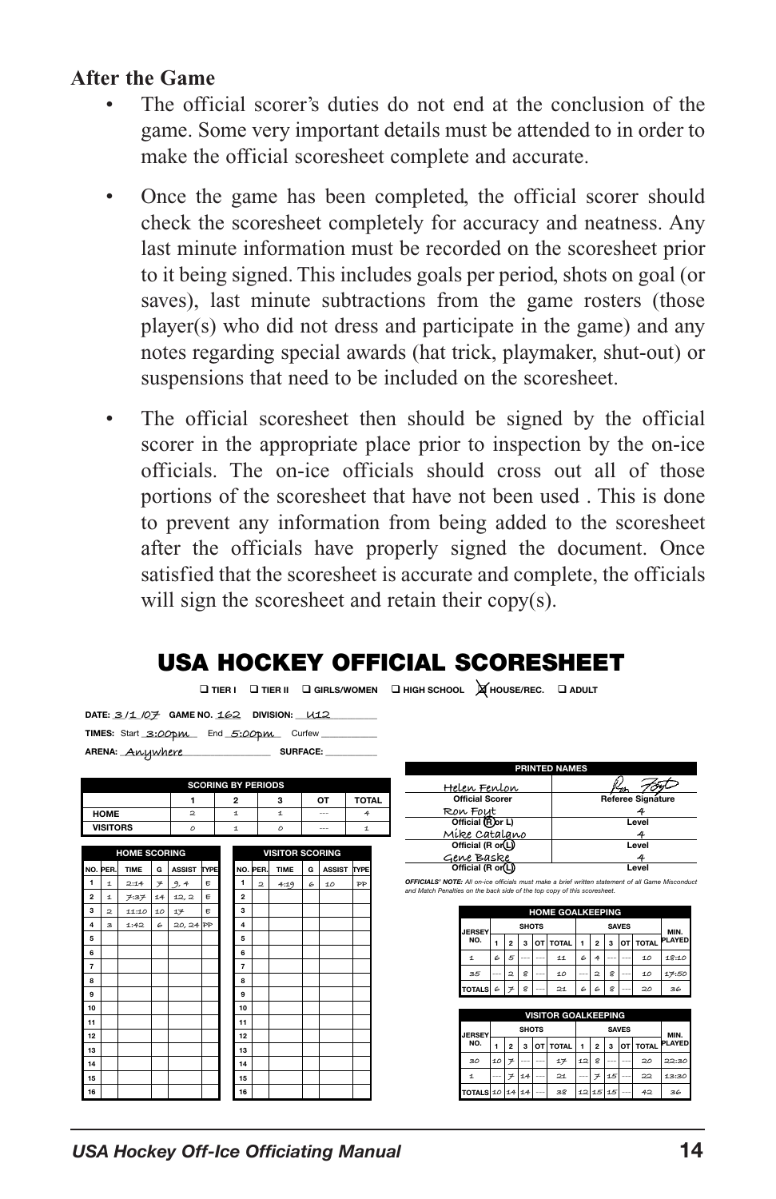## After the Game

- The official scorer's duties do not end at the conclusion of the game. Some very important details must be attended to in order to make the official scoresheet complete and accurate.
- Once the game has been completed, the official scorer should check the scoresheet completely for accuracy and neatness. Any last minute information must be recorded on the scoresheet prior to it being signed. This includes goals per period, shots on goal (or saves), last minute subtractions from the game rosters (those player(s) who did not dress and participate in the game) and any notes regarding special awards (hat trick, playmaker, shut-out) or suspensions that need to be included on the scoresheet.
- The official scoresheet then should be signed by the official scorer in the appropriate place prior to inspection by the on-ice officials. The on-ice officials should cross out all of those portions of the scoresheet that have not been used . This is done to prevent any information from being added to the scoresheet after the officials have properly signed the document. Once satisfied that the scoresheet is accurate and complete, the officials will sign the scoresheet and retain their copy(s).

# USA HOCKEY OFFICIAL SCORESHEET

❑ TIER I ❑ TIER II ❑ GIRLS/WOMEN ❑ HIGH SCHOOL ☒ HOUSE/REC. ❑ ADULT

DATE: 3/1/07 GAME NO. 162 DIVISION: U12

TIMES: Start 3:00pm End 5:00pm Curfew ________

ARENA: Anywhere SURFACE: ________

| SCORING BY PERIODS | 1 | 2 | 3 | OT | TOTAL |
|---|---|---|---|---|---|
| HOME | 2 | 1 | 1 | --- | 4 |
| VISITORS | 0 | 1 | 0 | --- | 1 |

**HOME SCORING**

| NO. | PER. | TIME | G | ASSIST | TYPE |
|---|---|---|---|---|---|
| 1 | 1 | 2:14 | 7 | 9, 4 | E |
| 2 | 1 | 7:37 | 14 | 12, 2 | E |
| 3 | 2 | 11:10 | 10 | 17 | E |
| 4 | 3 | 1:42 | 6 | 20, 24 | PP |
| 5 | | | | | |
| 6 | | | | | |
| 7 | | | | | |
| 8 | | | | | |
| 9 | | | | | |
| 10 | | | | | |
| 11 | | | | | |
| 12 | | | | | |
| 13 | | | | | |
| 14 | | | | | |
| 15 | | | | | |
| 16 | | | | | |

**VISITOR SCORING**

| NO. | PER. | TIME | G | ASSIST | TYPE |
|---|---|---|---|---|---|
| 1 | 2 | 4:19 | 6 | 10 | PP |
| 2 | | | | | |
| 3 | | | | | |
| 4 | | | | | |
| 5 | | | | | |
| 6 | | | | | |
| 7 | | | | | |
| 8 | | | | | |
| 9 | | | | | |
| 10 | | | | | |
| 11 | | | | | |
| 12 | | | | | |
| 13 | | | | | |
| 14 | | | | | |
| 15 | | | | | |
| 16 | | | | | |

**PRINTED NAMES**

| | |
|---|---|
| Helen Fenlon | Ron Foyt (signature) |
| Official Scorer | Referee Signature |
| Ron Foyt | 4 |
| Official (R or L) — R circled | Level |
| Mike Catalano | 4 |
| Official (R or L) — L circled | Level |
| Gene Baske | 4 |
| Official (R or L) — L circled | Level |

*OFFICIALS' NOTE: All on-ice officials must make a brief written statement of all Game Misconduct and Match Penalties on the back side of the top copy of this scoresheet.*

**HOME GOALKEEPING**

| JERSEY NO. | SHOTS 1 | 2 | 3 | OT | TOTAL | SAVES 1 | 2 | 3 | OT | TOTAL | MIN. PLAYED |
|---|---|---|---|---|---|---|---|---|---|---|---|
| 1 | 6 | 5 | --- | --- | 11 | 6 | 4 | --- | --- | 10 | 18:10 |
| 35 | --- | 2 | 8 | --- | 10 | --- | 2 | 8 | --- | 10 | 17:50 |
| TOTALS | 6 | 7 | 8 | --- | 21 | 6 | 6 | 8 | --- | 20 | 36 |

**VISITOR GOALKEEPING**

| JERSEY NO. | SHOTS 1 | 2 | 3 | OT | TOTAL | SAVES 1 | 2 | 3 | OT | TOTAL | MIN. PLAYED |
|---|---|---|---|---|---|---|---|---|---|---|---|
| 30 | 10 | 7 | --- | --- | 17 | 12 | 8 | --- | --- | 20 | 22:30 |
| 1 | --- | 7 | 14 | --- | 21 | --- | 7 | 15 | --- | 22 | 13:30 |
| TOTALS | 10 | 14 | 14 | --- | 38 | 12 | 15 | 15 | --- | 42 | 36 |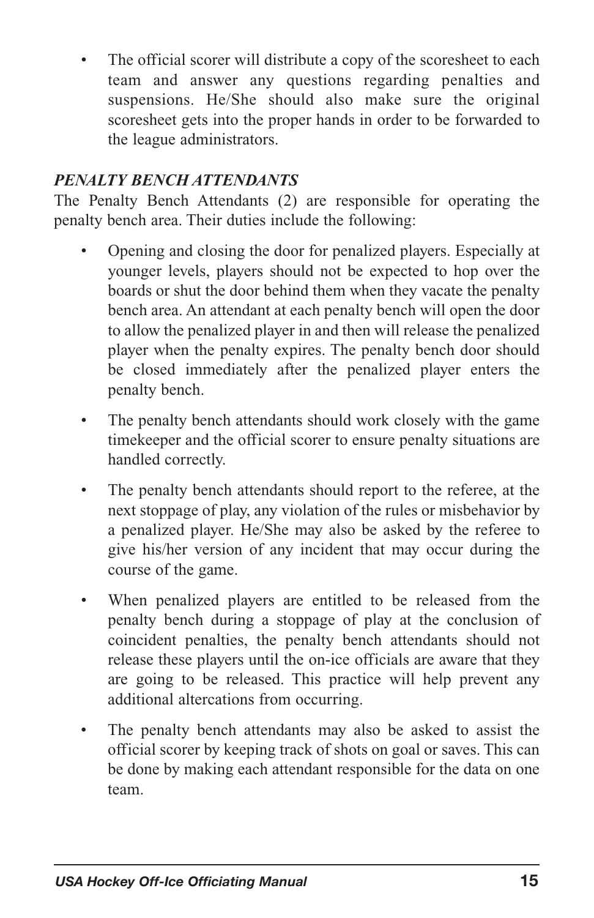- The official scorer will distribute a copy of the scoresheet to each team and answer any questions regarding penalties and suspensions. He/She should also make sure the original scoresheet gets into the proper hands in order to be forwarded to the league administrators.

### *PENALTY BENCH ATTENDANTS*

The Penalty Bench Attendants (2) are responsible for operating the penalty bench area. Their duties include the following:

- Opening and closing the door for penalized players. Especially at younger levels, players should not be expected to hop over the boards or shut the door behind them when they vacate the penalty bench area. An attendant at each penalty bench will open the door to allow the penalized player in and then will release the penalized player when the penalty expires. The penalty bench door should be closed immediately after the penalized player enters the penalty bench.

- The penalty bench attendants should work closely with the game timekeeper and the official scorer to ensure penalty situations are handled correctly.

- The penalty bench attendants should report to the referee, at the next stoppage of play, any violation of the rules or misbehavior by a penalized player. He/She may also be asked by the referee to give his/her version of any incident that may occur during the course of the game.

- When penalized players are entitled to be released from the penalty bench during a stoppage of play at the conclusion of coincident penalties, the penalty bench attendants should not release these players until the on-ice officials are aware that they are going to be released. This practice will help prevent any additional altercations from occurring.

- The penalty bench attendants may also be asked to assist the official scorer by keeping track of shots on goal or saves. This can be done by making each attendant responsible for the data on one team.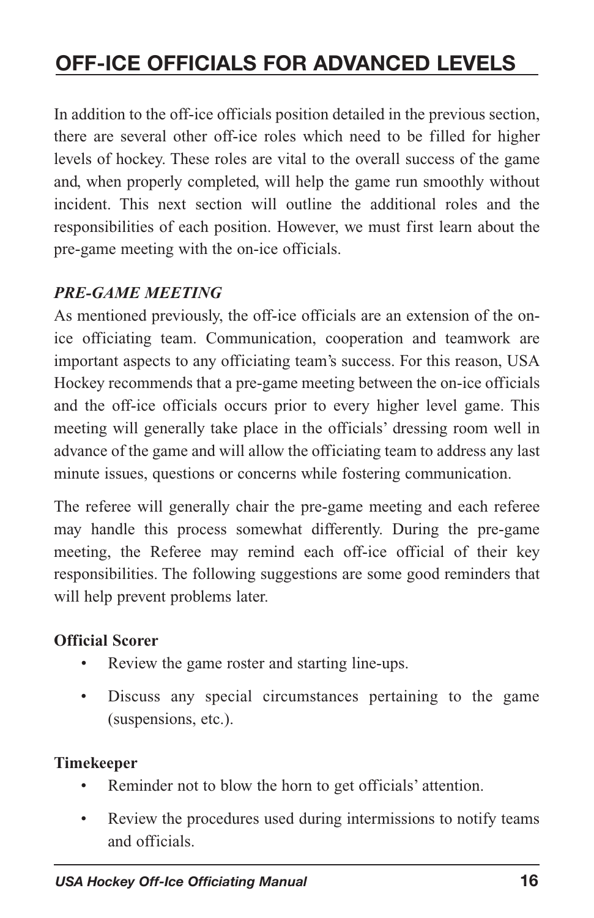# OFF-ICE OFFICIALS FOR ADVANCED LEVELS

In addition to the off-ice officials position detailed in the previous section, there are several other off-ice roles which need to be filled for higher levels of hockey. These roles are vital to the overall success of the game and, when properly completed, will help the game run smoothly without incident. This next section will outline the additional roles and the responsibilities of each position. However, we must first learn about the pre-game meeting with the on-ice officials.

### *PRE-GAME MEETING*

As mentioned previously, the off-ice officials are an extension of the on-ice officiating team. Communication, cooperation and teamwork are important aspects to any officiating team's success. For this reason, USA Hockey recommends that a pre-game meeting between the on-ice officials and the off-ice officials occurs prior to every higher level game. This meeting will generally take place in the officials' dressing room well in advance of the game and will allow the officiating team to address any last minute issues, questions or concerns while fostering communication.

The referee will generally chair the pre-game meeting and each referee may handle this process somewhat differently. During the pre-game meeting, the Referee may remind each off-ice official of their key responsibilities. The following suggestions are some good reminders that will help prevent problems later.

**Official Scorer**

- Review the game roster and starting line-ups.
- Discuss any special circumstances pertaining to the game (suspensions, etc.).

**Timekeeper**

- Reminder not to blow the horn to get officials' attention.
- Review the procedures used during intermissions to notify teams and officials.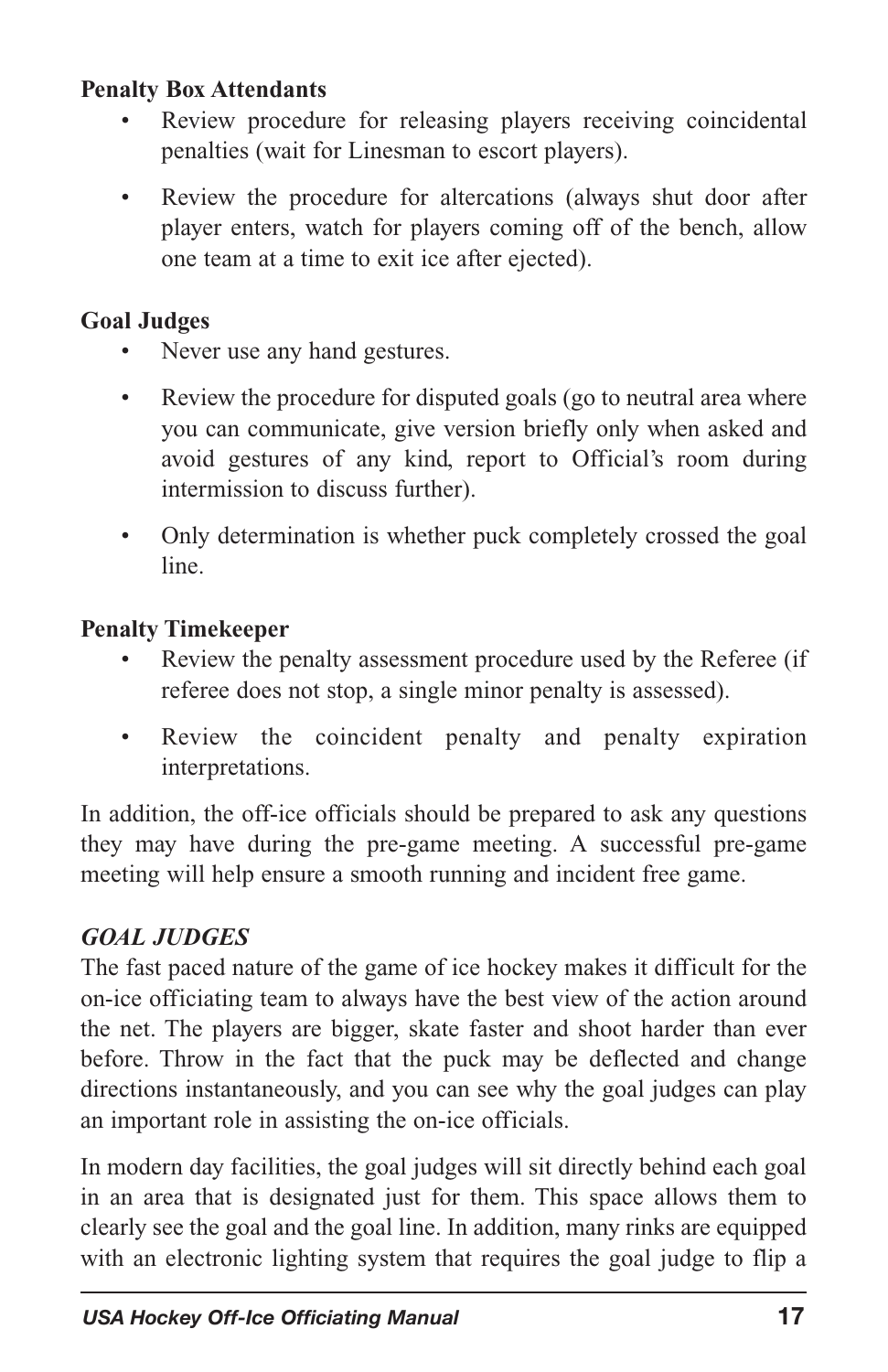**Penalty Box Attendants**

- Review procedure for releasing players receiving coincidental penalties (wait for Linesman to escort players).
- Review the procedure for altercations (always shut door after player enters, watch for players coming off of the bench, allow one team at a time to exit ice after ejected).

**Goal Judges**

- Never use any hand gestures.
- Review the procedure for disputed goals (go to neutral area where you can communicate, give version briefly only when asked and avoid gestures of any kind, report to Official's room during intermission to discuss further).
- Only determination is whether puck completely crossed the goal line.

**Penalty Timekeeper**

- Review the penalty assessment procedure used by the Referee (if referee does not stop, a single minor penalty is assessed).
- Review the coincident penalty and penalty expiration interpretations.

In addition, the off-ice officials should be prepared to ask any questions they may have during the pre-game meeting. A successful pre-game meeting will help ensure a smooth running and incident free game.

### *GOAL JUDGES*

The fast paced nature of the game of ice hockey makes it difficult for the on-ice officiating team to always have the best view of the action around the net. The players are bigger, skate faster and shoot harder than ever before. Throw in the fact that the puck may be deflected and change directions instantaneously, and you can see why the goal judges can play an important role in assisting the on-ice officials.

In modern day facilities, the goal judges will sit directly behind each goal in an area that is designated just for them. This space allows them to clearly see the goal and the goal line. In addition, many rinks are equipped with an electronic lighting system that requires the goal judge to flip a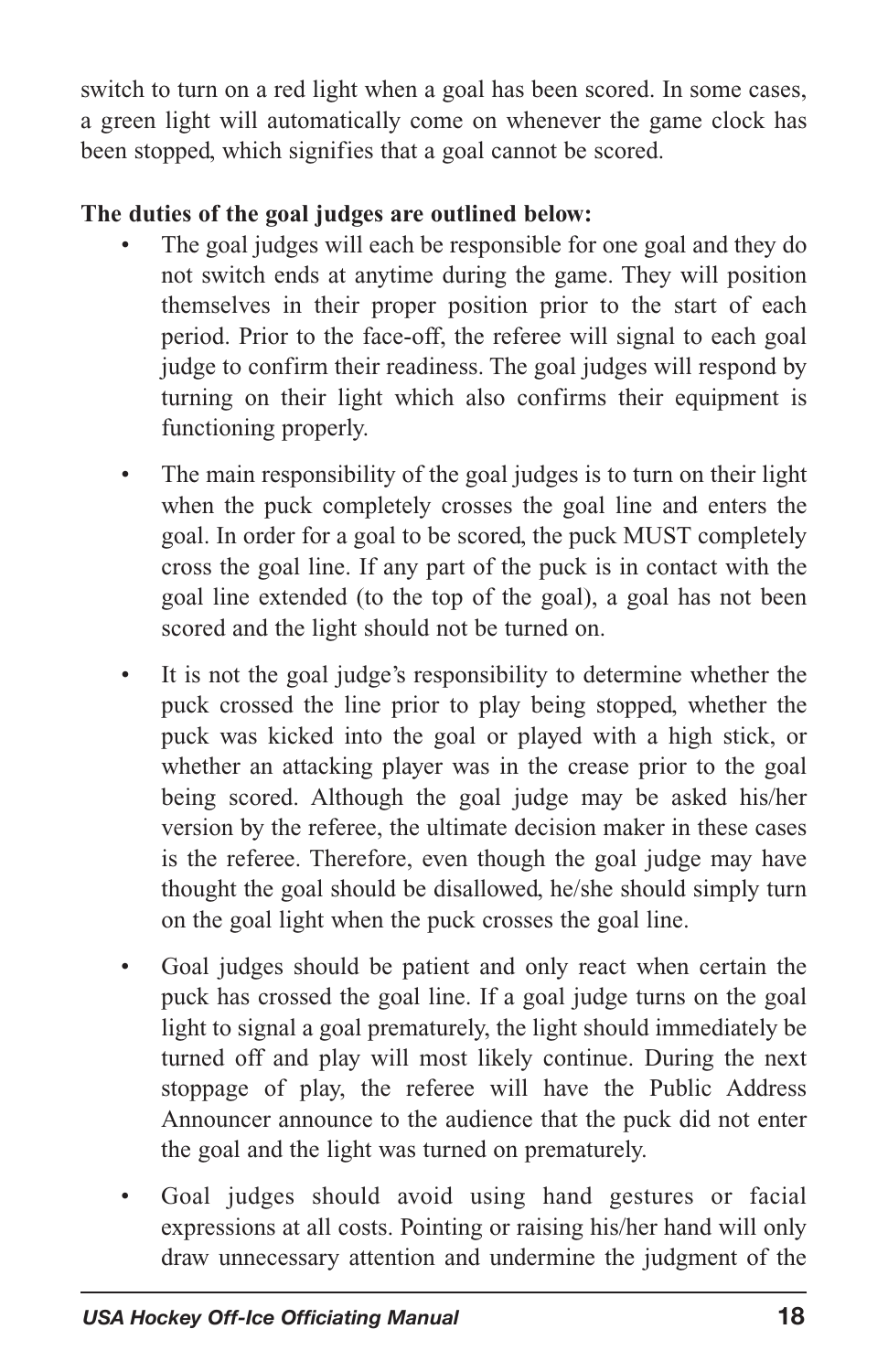switch to turn on a red light when a goal has been scored. In some cases, a green light will automatically come on whenever the game clock has been stopped, which signifies that a goal cannot be scored.

**The duties of the goal judges are outlined below:**

- The goal judges will each be responsible for one goal and they do not switch ends at anytime during the game. They will position themselves in their proper position prior to the start of each period. Prior to the face-off, the referee will signal to each goal judge to confirm their readiness. The goal judges will respond by turning on their light which also confirms their equipment is functioning properly.

- The main responsibility of the goal judges is to turn on their light when the puck completely crosses the goal line and enters the goal. In order for a goal to be scored, the puck MUST completely cross the goal line. If any part of the puck is in contact with the goal line extended (to the top of the goal), a goal has not been scored and the light should not be turned on.

- It is not the goal judge's responsibility to determine whether the puck crossed the line prior to play being stopped, whether the puck was kicked into the goal or played with a high stick, or whether an attacking player was in the crease prior to the goal being scored. Although the goal judge may be asked his/her version by the referee, the ultimate decision maker in these cases is the referee. Therefore, even though the goal judge may have thought the goal should be disallowed, he/she should simply turn on the goal light when the puck crosses the goal line.

- Goal judges should be patient and only react when certain the puck has crossed the goal line. If a goal judge turns on the goal light to signal a goal prematurely, the light should immediately be turned off and play will most likely continue. During the next stoppage of play, the referee will have the Public Address Announcer announce to the audience that the puck did not enter the goal and the light was turned on prematurely.

- Goal judges should avoid using hand gestures or facial expressions at all costs. Pointing or raising his/her hand will only draw unnecessary attention and undermine the judgment of the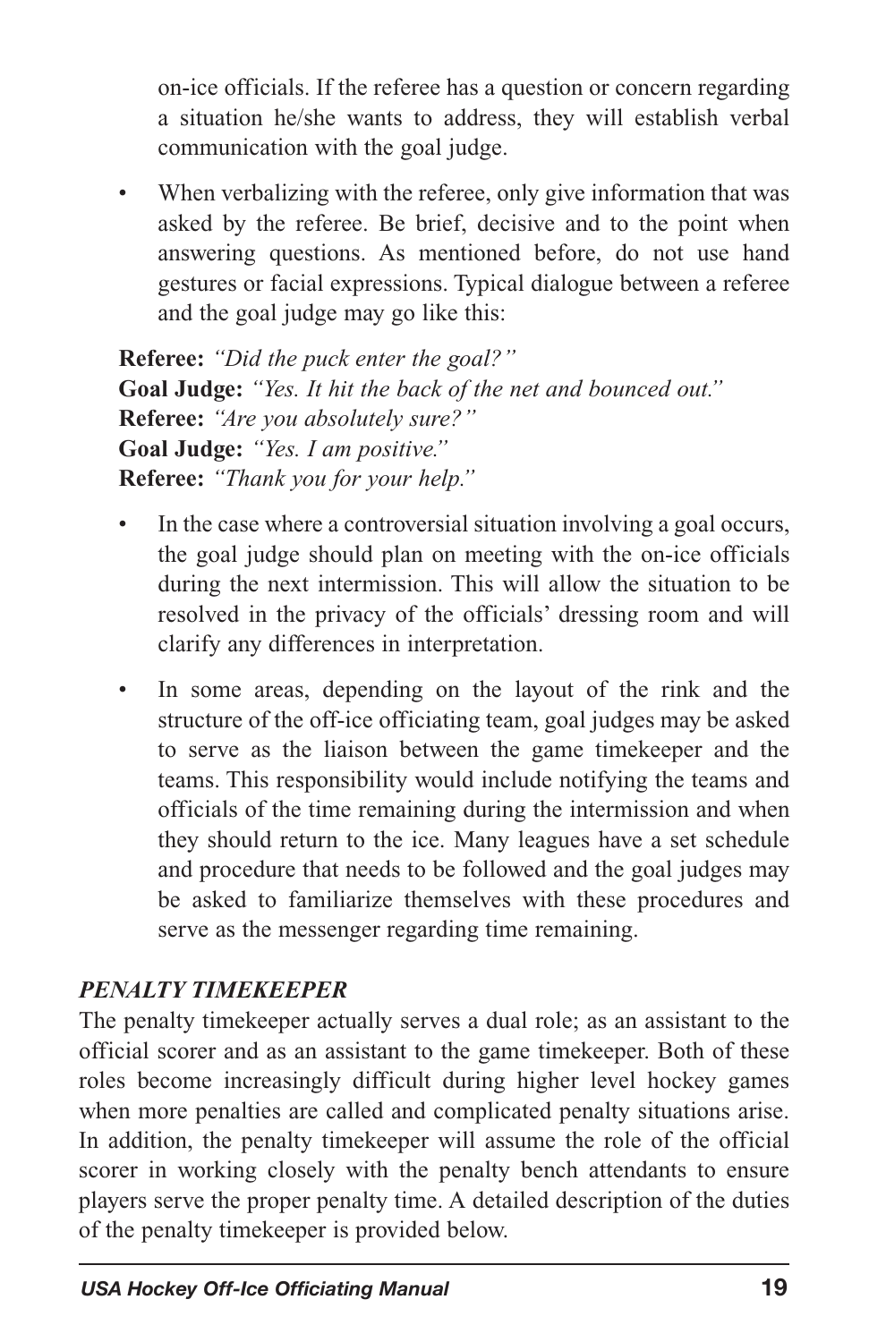on-ice officials. If the referee has a question or concern regarding a situation he/she wants to address, they will establish verbal communication with the goal judge.

- When verbalizing with the referee, only give information that was asked by the referee. Be brief, decisive and to the point when answering questions. As mentioned before, do not use hand gestures or facial expressions. Typical dialogue between a referee and the goal judge may go like this:

**Referee:** *"Did the puck enter the goal?"*
**Goal Judge:** *"Yes. It hit the back of the net and bounced out."*
**Referee:** *"Are you absolutely sure?"*
**Goal Judge:** *"Yes. I am positive."*
**Referee:** *"Thank you for your help."*

- In the case where a controversial situation involving a goal occurs, the goal judge should plan on meeting with the on-ice officials during the next intermission. This will allow the situation to be resolved in the privacy of the officials' dressing room and will clarify any differences in interpretation.

- In some areas, depending on the layout of the rink and the structure of the off-ice officiating team, goal judges may be asked to serve as the liaison between the game timekeeper and the teams. This responsibility would include notifying the teams and officials of the time remaining during the intermission and when they should return to the ice. Many leagues have a set schedule and procedure that needs to be followed and the goal judges may be asked to familiarize themselves with these procedures and serve as the messenger regarding time remaining.

### *PENALTY TIMEKEEPER*

The penalty timekeeper actually serves a dual role; as an assistant to the official scorer and as an assistant to the game timekeeper. Both of these roles become increasingly difficult during higher level hockey games when more penalties are called and complicated penalty situations arise. In addition, the penalty timekeeper will assume the role of the official scorer in working closely with the penalty bench attendants to ensure players serve the proper penalty time. A detailed description of the duties of the penalty timekeeper is provided below.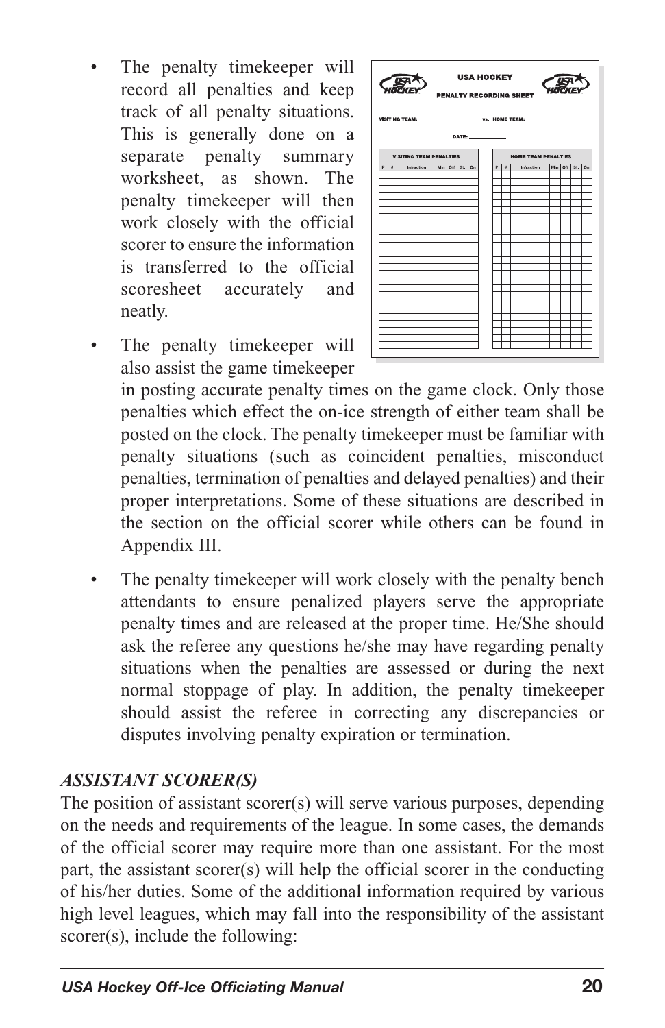- The penalty timekeeper will record all penalties and keep track of all penalty situations. This is generally done on a separate penalty summary worksheet, as shown. The penalty timekeeper will then work closely with the official scorer to ensure the information is transferred to the official scoresheet accurately and neatly.
- The penalty timekeeper will also assist the game timekeeper in posting accurate penalty times on the game clock. Only those penalties which effect the on-ice strength of either team shall be posted on the clock. The penalty timekeeper must be familiar with penalty situations (such as coincident penalties, misconduct penalties, termination of penalties and delayed penalties) and their proper interpretations. Some of these situations are described in the section on the official scorer while others can be found in Appendix III.
- The penalty timekeeper will work closely with the penalty bench attendants to ensure penalized players serve the appropriate penalty times and are released at the proper time. He/She should ask the referee any questions he/she may have regarding penalty situations when the penalties are assessed or during the next normal stoppage of play. In addition, the penalty timekeeper should assist the referee in correcting any discrepancies or disputes involving penalty expiration or termination.

### *ASSISTANT SCORER(S)*

The position of assistant scorer(s) will serve various purposes, depending on the needs and requirements of the league. In some cases, the demands of the official scorer may require more than one assistant. For the most part, the assistant scorer(s) will help the official scorer in the conducting of his/her duties. Some of the additional information required by various high level leagues, which may fall into the responsibility of the assistant scorer(s), include the following: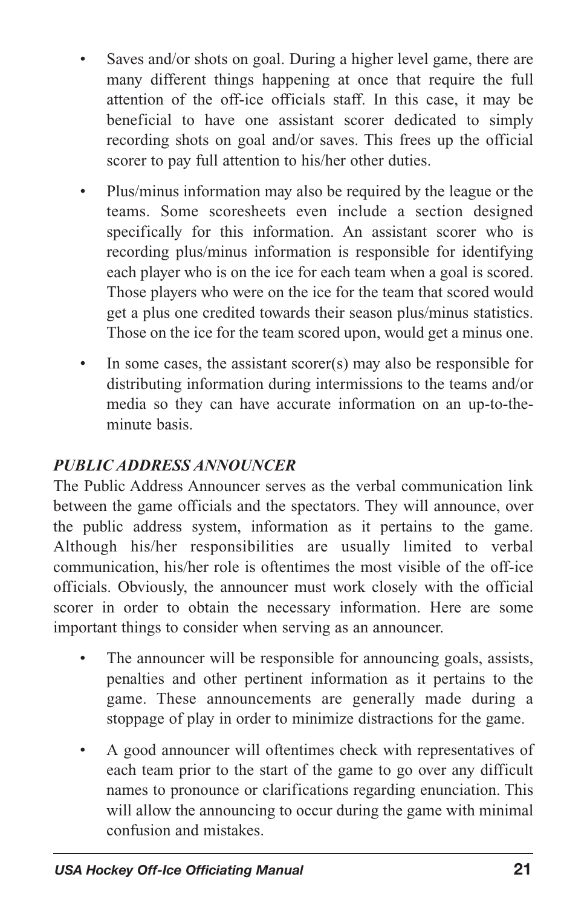- Saves and/or shots on goal. During a higher level game, there are many different things happening at once that require the full attention of the off-ice officials staff. In this case, it may be beneficial to have one assistant scorer dedicated to simply recording shots on goal and/or saves. This frees up the official scorer to pay full attention to his/her other duties.

- Plus/minus information may also be required by the league or the teams. Some scoresheets even include a section designed specifically for this information. An assistant scorer who is recording plus/minus information is responsible for identifying each player who is on the ice for each team when a goal is scored. Those players who were on the ice for the team that scored would get a plus one credited towards their season plus/minus statistics. Those on the ice for the team scored upon, would get a minus one.

- In some cases, the assistant scorer(s) may also be responsible for distributing information during intermissions to the teams and/or media so they can have accurate information on an up-to-the-minute basis.

### *PUBLIC ADDRESS ANNOUNCER*

The Public Address Announcer serves as the verbal communication link between the game officials and the spectators. They will announce, over the public address system, information as it pertains to the game. Although his/her responsibilities are usually limited to verbal communication, his/her role is oftentimes the most visible of the off-ice officials. Obviously, the announcer must work closely with the official scorer in order to obtain the necessary information. Here are some important things to consider when serving as an announcer.

- The announcer will be responsible for announcing goals, assists, penalties and other pertinent information as it pertains to the game. These announcements are generally made during a stoppage of play in order to minimize distractions for the game.

- A good announcer will oftentimes check with representatives of each team prior to the start of the game to go over any difficult names to pronounce or clarifications regarding enunciation. This will allow the announcing to occur during the game with minimal confusion and mistakes.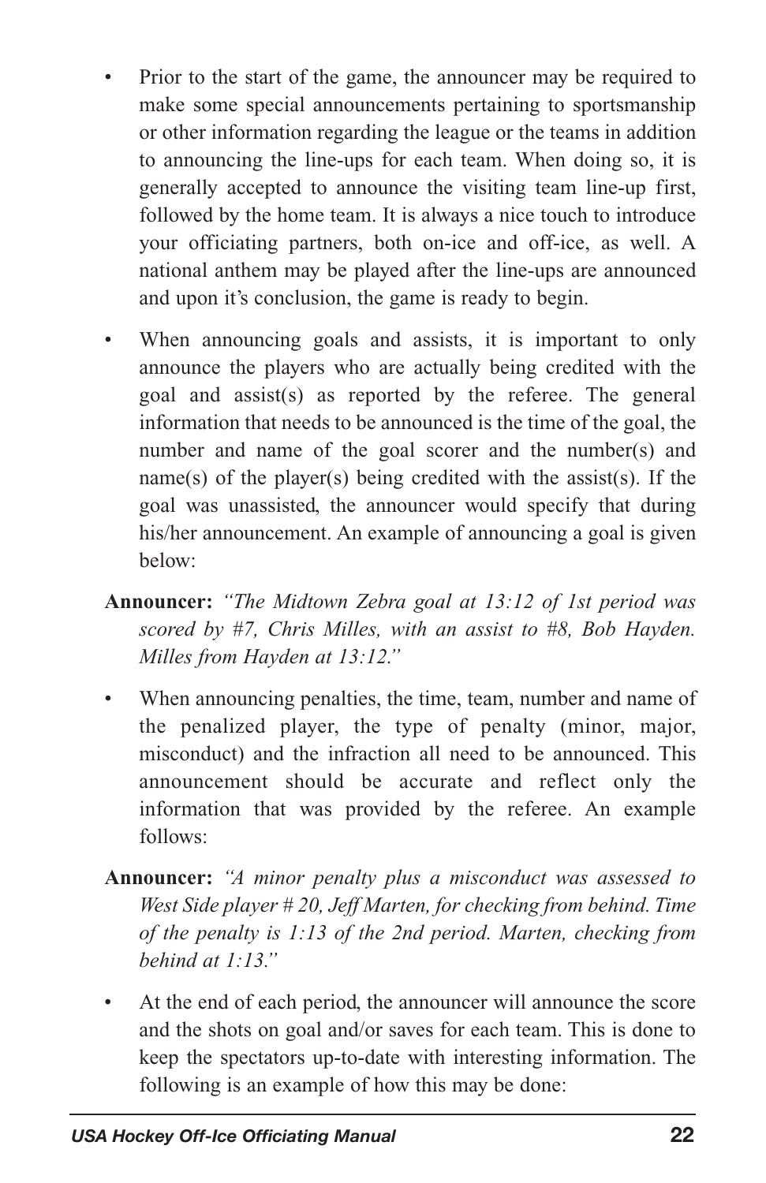- Prior to the start of the game, the announcer may be required to make some special announcements pertaining to sportsmanship or other information regarding the league or the teams in addition to announcing the line-ups for each team. When doing so, it is generally accepted to announce the visiting team line-up first, followed by the home team. It is always a nice touch to introduce your officiating partners, both on-ice and off-ice, as well. A national anthem may be played after the line-ups are announced and upon it's conclusion, the game is ready to begin.

- When announcing goals and assists, it is important to only announce the players who are actually being credited with the goal and assist(s) as reported by the referee. The general information that needs to be announced is the time of the goal, the number and name of the goal scorer and the number(s) and name(s) of the player(s) being credited with the assist(s). If the goal was unassisted, the announcer would specify that during his/her announcement. An example of announcing a goal is given below:

**Announcer:** *"The Midtown Zebra goal at 13:12 of 1st period was scored by #7, Chris Milles, with an assist to #8, Bob Hayden. Milles from Hayden at 13:12."*

- When announcing penalties, the time, team, number and name of the penalized player, the type of penalty (minor, major, misconduct) and the infraction all need to be announced. This announcement should be accurate and reflect only the information that was provided by the referee. An example follows:

**Announcer:** *"A minor penalty plus a misconduct was assessed to West Side player # 20, Jeff Marten, for checking from behind. Time of the penalty is 1:13 of the 2nd period. Marten, checking from behind at 1:13."*

- At the end of each period, the announcer will announce the score and the shots on goal and/or saves for each team. This is done to keep the spectators up-to-date with interesting information. The following is an example of how this may be done: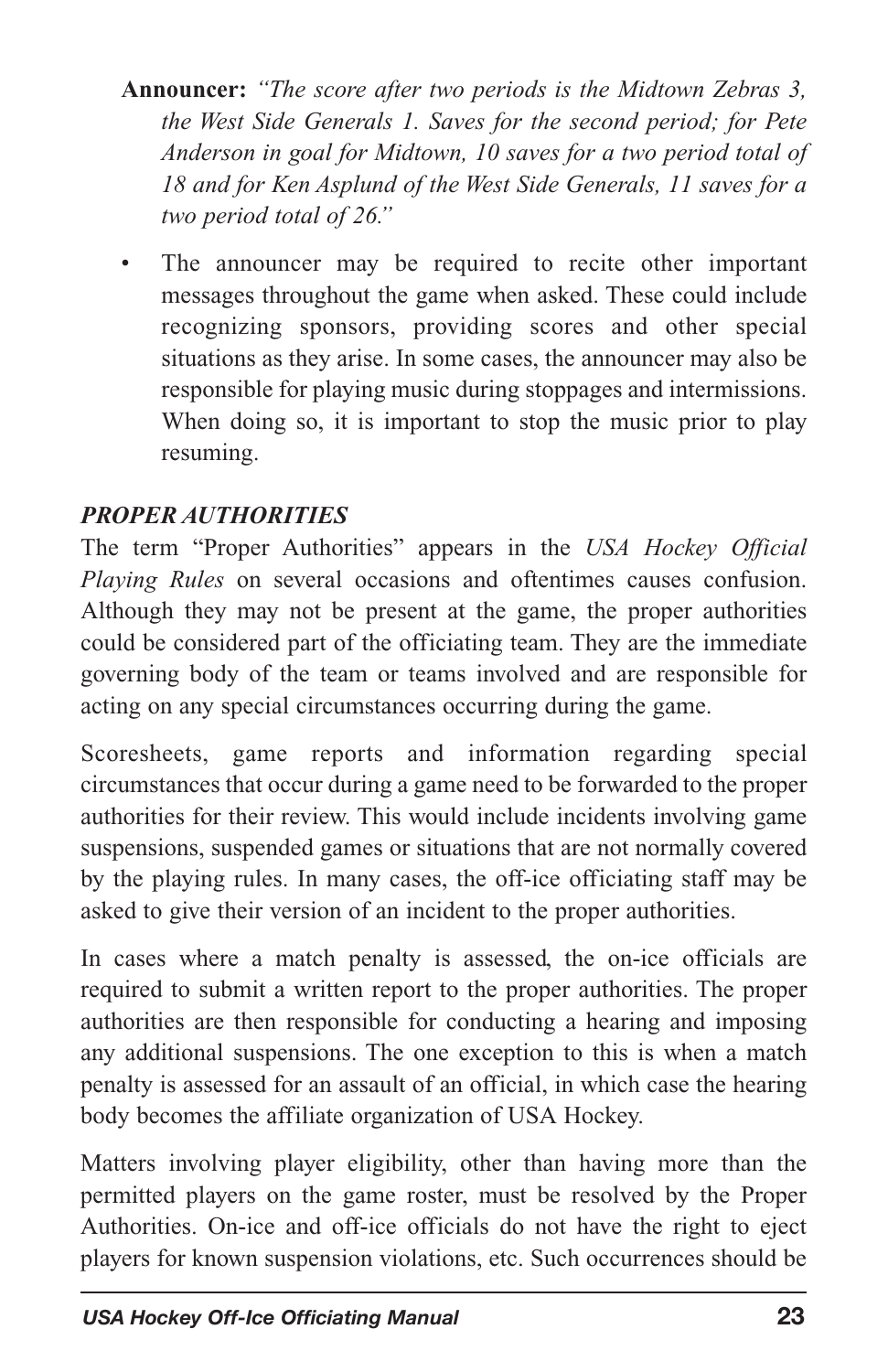**Announcer:** *"The score after two periods is the Midtown Zebras 3, the West Side Generals 1. Saves for the second period; for Pete Anderson in goal for Midtown, 10 saves for a two period total of 18 and for Ken Asplund of the West Side Generals, 11 saves for a two period total of 26."*

- The announcer may be required to recite other important messages throughout the game when asked. These could include recognizing sponsors, providing scores and other special situations as they arise. In some cases, the announcer may also be responsible for playing music during stoppages and intermissions. When doing so, it is important to stop the music prior to play resuming.

### *PROPER AUTHORITIES*

The term "Proper Authorities" appears in the *USA Hockey Official Playing Rules* on several occasions and oftentimes causes confusion. Although they may not be present at the game, the proper authorities could be considered part of the officiating team. They are the immediate governing body of the team or teams involved and are responsible for acting on any special circumstances occurring during the game.

Scoresheets, game reports and information regarding special circumstances that occur during a game need to be forwarded to the proper authorities for their review. This would include incidents involving game suspensions, suspended games or situations that are not normally covered by the playing rules. In many cases, the off-ice officiating staff may be asked to give their version of an incident to the proper authorities.

In cases where a match penalty is assessed, the on-ice officials are required to submit a written report to the proper authorities. The proper authorities are then responsible for conducting a hearing and imposing any additional suspensions. The one exception to this is when a match penalty is assessed for an assault of an official, in which case the hearing body becomes the affiliate organization of USA Hockey.

Matters involving player eligibility, other than having more than the permitted players on the game roster, must be resolved by the Proper Authorities. On-ice and off-ice officials do not have the right to eject players for known suspension violations, etc. Such occurrences should be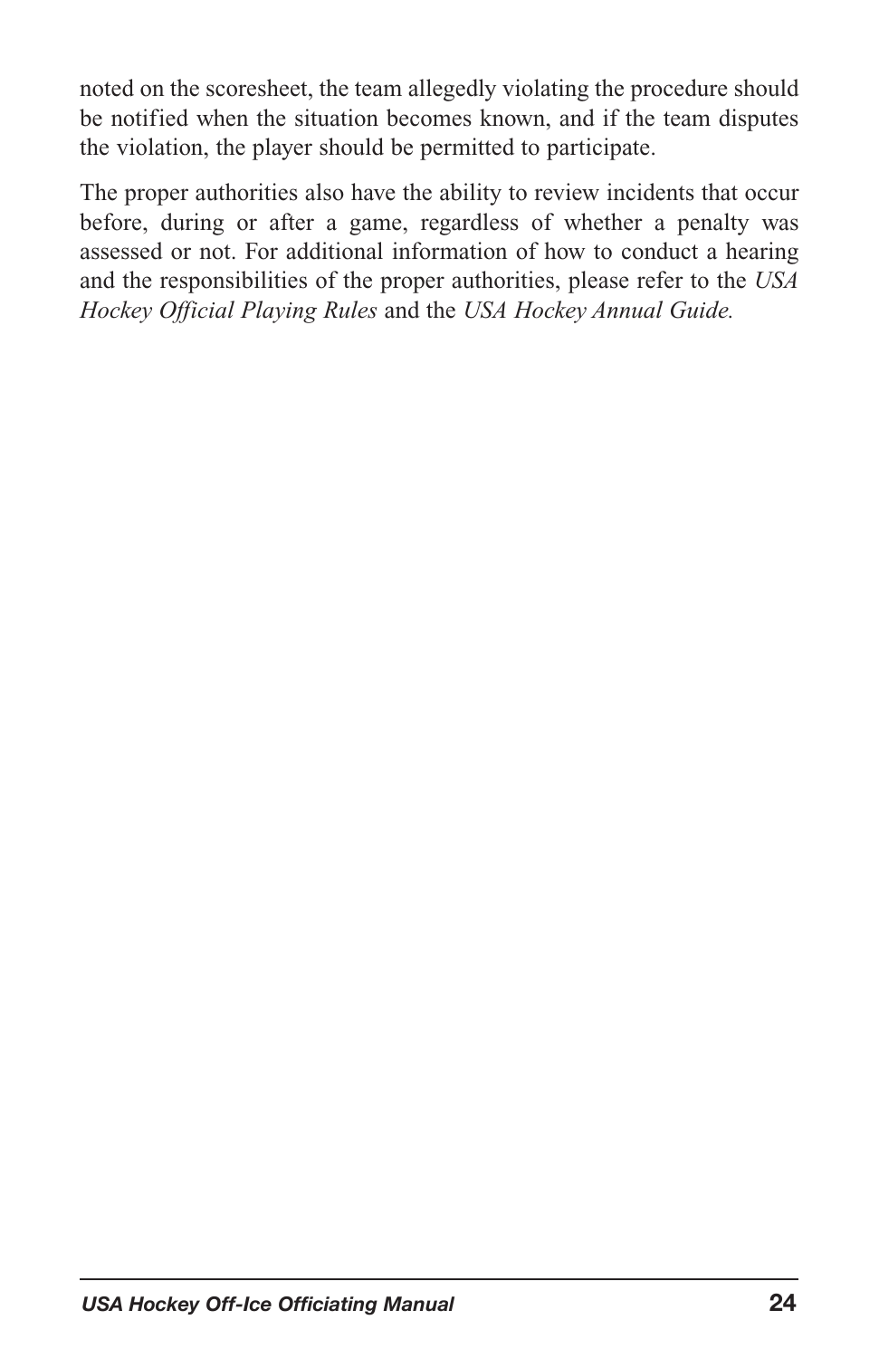noted on the scoresheet, the team allegedly violating the procedure should be notified when the situation becomes known, and if the team disputes the violation, the player should be permitted to participate.

The proper authorities also have the ability to review incidents that occur before, during or after a game, regardless of whether a penalty was assessed or not. For additional information of how to conduct a hearing and the responsibilities of the proper authorities, please refer to the *USA Hockey Official Playing Rules* and the *USA Hockey Annual Guide.*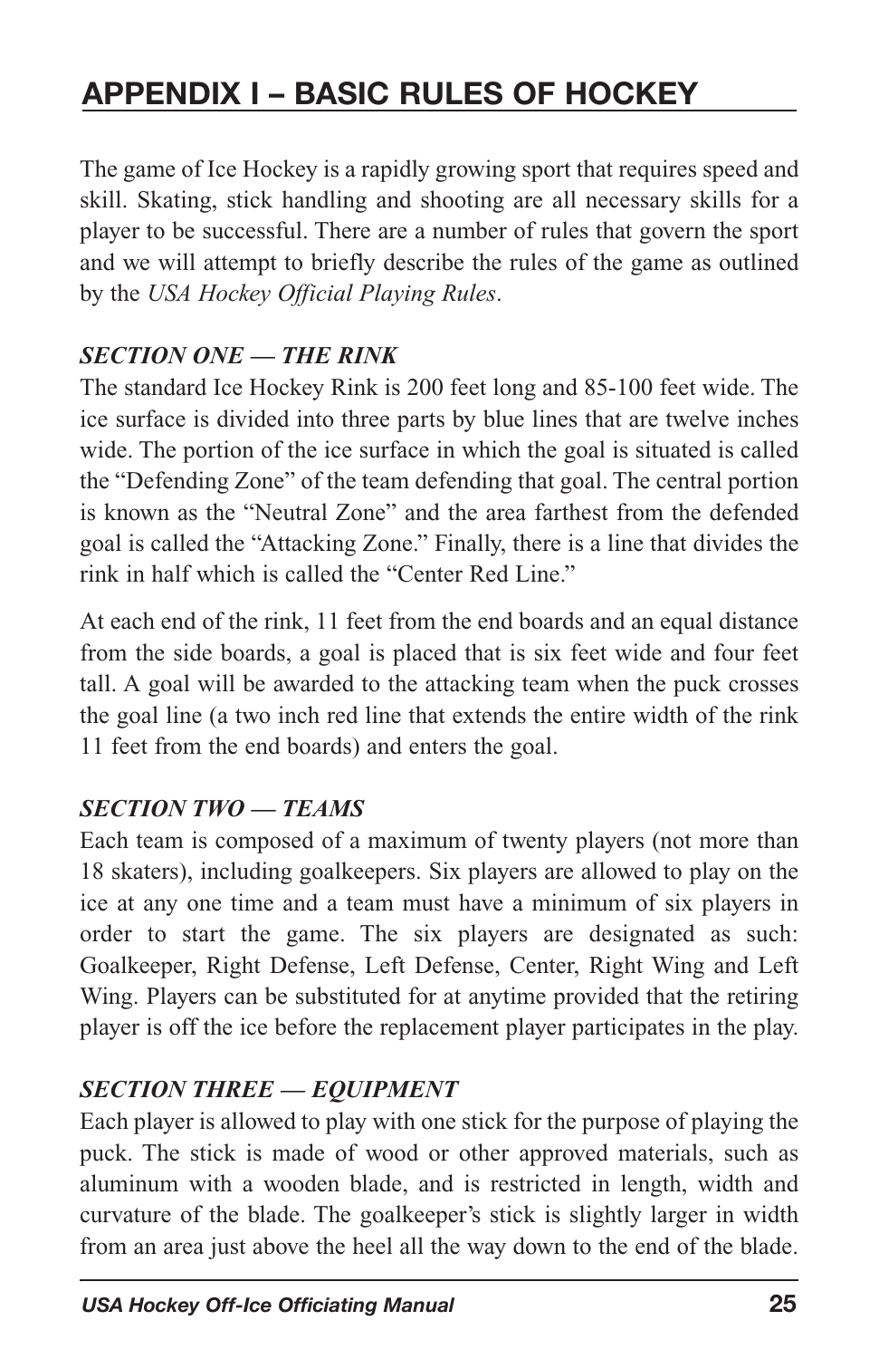## APPENDIX I – BASIC RULES OF HOCKEY

The game of Ice Hockey is a rapidly growing sport that requires speed and skill. Skating, stick handling and shooting are all necessary skills for a player to be successful. There are a number of rules that govern the sport and we will attempt to briefly describe the rules of the game as outlined by the *USA Hockey Official Playing Rules*.

### *SECTION ONE — THE RINK*

The standard Ice Hockey Rink is 200 feet long and 85-100 feet wide. The ice surface is divided into three parts by blue lines that are twelve inches wide. The portion of the ice surface in which the goal is situated is called the "Defending Zone" of the team defending that goal. The central portion is known as the "Neutral Zone" and the area farthest from the defended goal is called the "Attacking Zone." Finally, there is a line that divides the rink in half which is called the "Center Red Line."

At each end of the rink, 11 feet from the end boards and an equal distance from the side boards, a goal is placed that is six feet wide and four feet tall. A goal will be awarded to the attacking team when the puck crosses the goal line (a two inch red line that extends the entire width of the rink 11 feet from the end boards) and enters the goal.

### *SECTION TWO — TEAMS*

Each team is composed of a maximum of twenty players (not more than 18 skaters), including goalkeepers. Six players are allowed to play on the ice at any one time and a team must have a minimum of six players in order to start the game. The six players are designated as such: Goalkeeper, Right Defense, Left Defense, Center, Right Wing and Left Wing. Players can be substituted for at anytime provided that the retiring player is off the ice before the replacement player participates in the play.

### *SECTION THREE — EQUIPMENT*

Each player is allowed to play with one stick for the purpose of playing the puck. The stick is made of wood or other approved materials, such as aluminum with a wooden blade, and is restricted in length, width and curvature of the blade. The goalkeeper's stick is slightly larger in width from an area just above the heel all the way down to the end of the blade.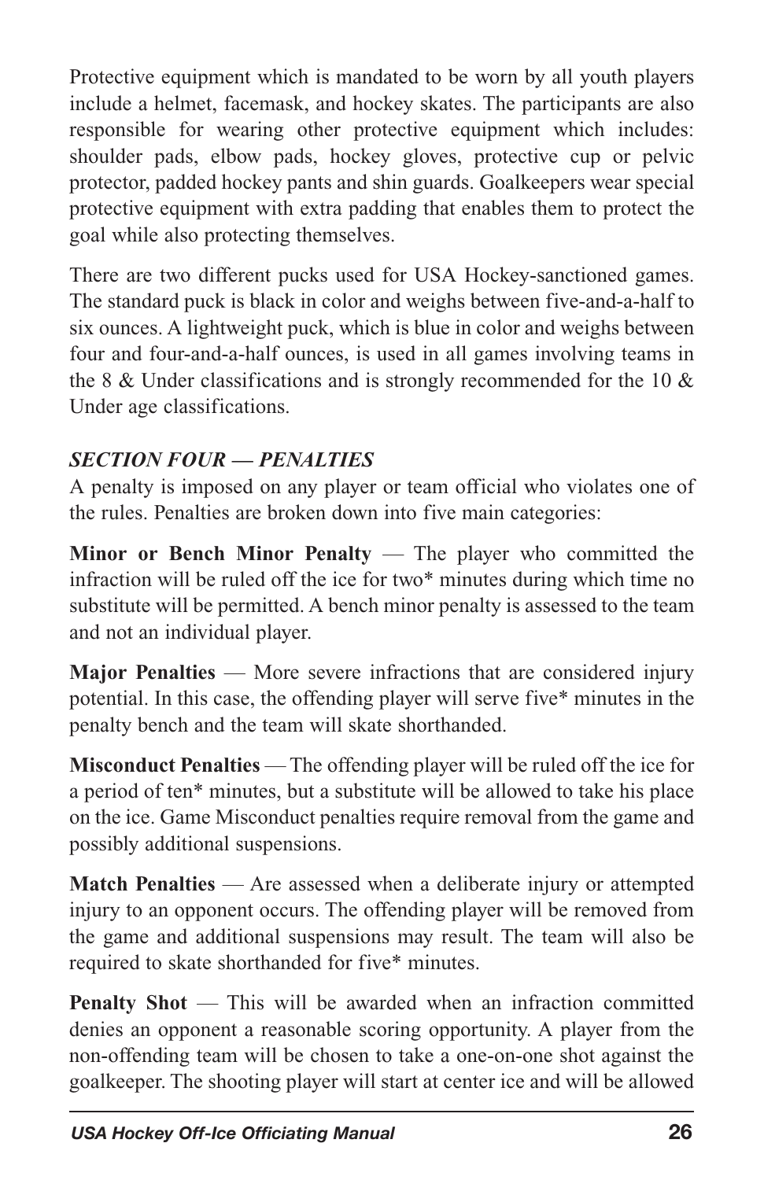Protective equipment which is mandated to be worn by all youth players include a helmet, facemask, and hockey skates. The participants are also responsible for wearing other protective equipment which includes: shoulder pads, elbow pads, hockey gloves, protective cup or pelvic protector, padded hockey pants and shin guards. Goalkeepers wear special protective equipment with extra padding that enables them to protect the goal while also protecting themselves.

There are two different pucks used for USA Hockey-sanctioned games. The standard puck is black in color and weighs between five-and-a-half to six ounces. A lightweight puck, which is blue in color and weighs between four and four-and-a-half ounces, is used in all games involving teams in the 8 & Under classifications and is strongly recommended for the 10 & Under age classifications.

### *SECTION FOUR — PENALTIES*

A penalty is imposed on any player or team official who violates one of the rules. Penalties are broken down into five main categories:

**Minor or Bench Minor Penalty** — The player who committed the infraction will be ruled off the ice for two* minutes during which time no substitute will be permitted. A bench minor penalty is assessed to the team and not an individual player.

**Major Penalties** — More severe infractions that are considered injury potential. In this case, the offending player will serve five* minutes in the penalty bench and the team will skate shorthanded.

**Misconduct Penalties** — The offending player will be ruled off the ice for a period of ten* minutes, but a substitute will be allowed to take his place on the ice. Game Misconduct penalties require removal from the game and possibly additional suspensions.

**Match Penalties** — Are assessed when a deliberate injury or attempted injury to an opponent occurs. The offending player will be removed from the game and additional suspensions may result. The team will also be required to skate shorthanded for five* minutes.

**Penalty Shot** — This will be awarded when an infraction committed denies an opponent a reasonable scoring opportunity. A player from the non-offending team will be chosen to take a one-on-one shot against the goalkeeper. The shooting player will start at center ice and will be allowed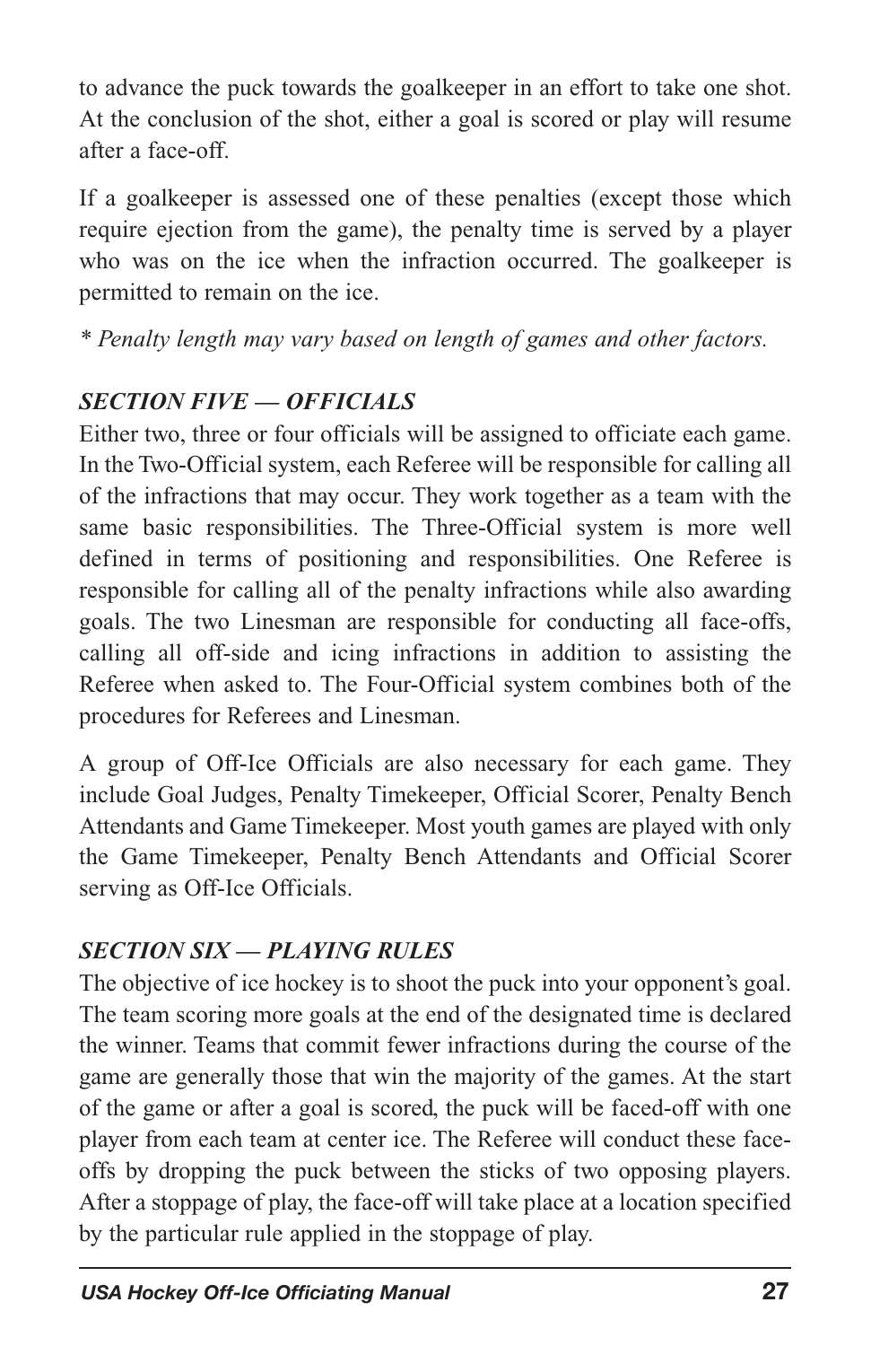to advance the puck towards the goalkeeper in an effort to take one shot. At the conclusion of the shot, either a goal is scored or play will resume after a face-off.

If a goalkeeper is assessed one of these penalties (except those which require ejection from the game), the penalty time is served by a player who was on the ice when the infraction occurred. The goalkeeper is permitted to remain on the ice.

*\* Penalty length may vary based on length of games and other factors.*

### *SECTION FIVE — OFFICIALS*

Either two, three or four officials will be assigned to officiate each game. In the Two-Official system, each Referee will be responsible for calling all of the infractions that may occur. They work together as a team with the same basic responsibilities. The Three-Official system is more well defined in terms of positioning and responsibilities. One Referee is responsible for calling all of the penalty infractions while also awarding goals. The two Linesman are responsible for conducting all face-offs, calling all off-side and icing infractions in addition to assisting the Referee when asked to. The Four-Official system combines both of the procedures for Referees and Linesman.

A group of Off-Ice Officials are also necessary for each game. They include Goal Judges, Penalty Timekeeper, Official Scorer, Penalty Bench Attendants and Game Timekeeper. Most youth games are played with only the Game Timekeeper, Penalty Bench Attendants and Official Scorer serving as Off-Ice Officials.

### *SECTION SIX — PLAYING RULES*

The objective of ice hockey is to shoot the puck into your opponent's goal. The team scoring more goals at the end of the designated time is declared the winner. Teams that commit fewer infractions during the course of the game are generally those that win the majority of the games. At the start of the game or after a goal is scored, the puck will be faced-off with one player from each team at center ice. The Referee will conduct these face-offs by dropping the puck between the sticks of two opposing players. After a stoppage of play, the face-off will take place at a location specified by the particular rule applied in the stoppage of play.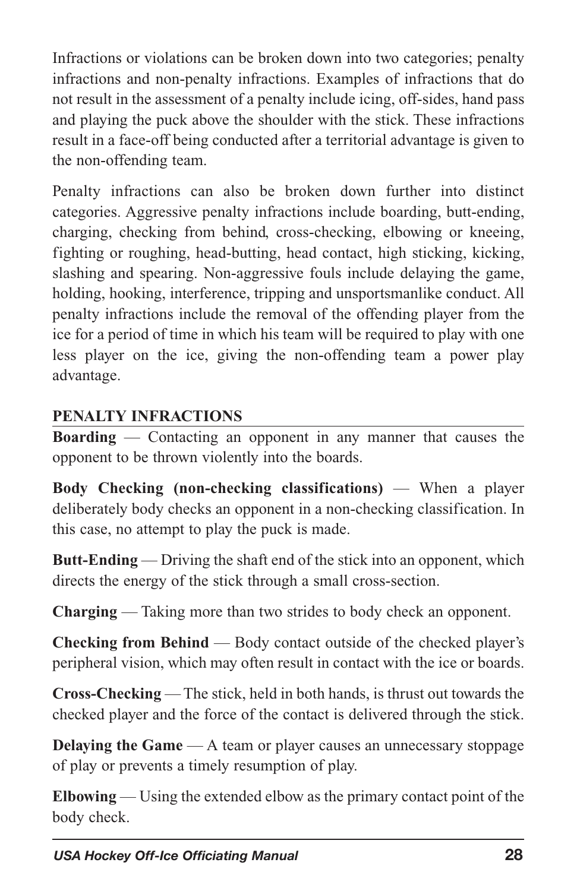Infractions or violations can be broken down into two categories; penalty infractions and non-penalty infractions. Examples of infractions that do not result in the assessment of a penalty include icing, off-sides, hand pass and playing the puck above the shoulder with the stick. These infractions result in a face-off being conducted after a territorial advantage is given to the non-offending team.

Penalty infractions can also be broken down further into distinct categories. Aggressive penalty infractions include boarding, butt-ending, charging, checking from behind, cross-checking, elbowing or kneeing, fighting or roughing, head-butting, head contact, high sticking, kicking, slashing and spearing. Non-aggressive fouls include delaying the game, holding, hooking, interference, tripping and unsportsmanlike conduct. All penalty infractions include the removal of the offending player from the ice for a period of time in which his team will be required to play with one less player on the ice, giving the non-offending team a power play advantage.

## PENALTY INFRACTIONS

**Boarding** — Contacting an opponent in any manner that causes the opponent to be thrown violently into the boards.

**Body Checking (non-checking classifications)** — When a player deliberately body checks an opponent in a non-checking classification. In this case, no attempt to play the puck is made.

**Butt-Ending** — Driving the shaft end of the stick into an opponent, which directs the energy of the stick through a small cross-section.

**Charging** — Taking more than two strides to body check an opponent.

**Checking from Behind** — Body contact outside of the checked player's peripheral vision, which may often result in contact with the ice or boards.

**Cross-Checking** — The stick, held in both hands, is thrust out towards the checked player and the force of the contact is delivered through the stick.

**Delaying the Game** — A team or player causes an unnecessary stoppage of play or prevents a timely resumption of play.

**Elbowing** — Using the extended elbow as the primary contact point of the body check.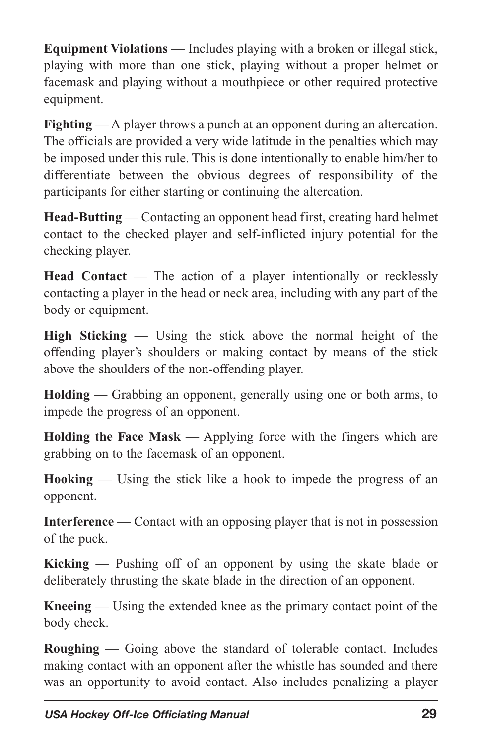**Equipment Violations** — Includes playing with a broken or illegal stick, playing with more than one stick, playing without a proper helmet or facemask and playing without a mouthpiece or other required protective equipment.

**Fighting** — A player throws a punch at an opponent during an altercation. The officials are provided a very wide latitude in the penalties which may be imposed under this rule. This is done intentionally to enable him/her to differentiate between the obvious degrees of responsibility of the participants for either starting or continuing the altercation.

**Head-Butting** — Contacting an opponent head first, creating hard helmet contact to the checked player and self-inflicted injury potential for the checking player.

**Head Contact** — The action of a player intentionally or recklessly contacting a player in the head or neck area, including with any part of the body or equipment.

**High Sticking** — Using the stick above the normal height of the offending player's shoulders or making contact by means of the stick above the shoulders of the non-offending player.

**Holding** — Grabbing an opponent, generally using one or both arms, to impede the progress of an opponent.

**Holding the Face Mask** — Applying force with the fingers which are grabbing on to the facemask of an opponent.

**Hooking** — Using the stick like a hook to impede the progress of an opponent.

**Interference** — Contact with an opposing player that is not in possession of the puck.

**Kicking** — Pushing off of an opponent by using the skate blade or deliberately thrusting the skate blade in the direction of an opponent.

**Kneeing** — Using the extended knee as the primary contact point of the body check.

**Roughing** — Going above the standard of tolerable contact. Includes making contact with an opponent after the whistle has sounded and there was an opportunity to avoid contact. Also includes penalizing a player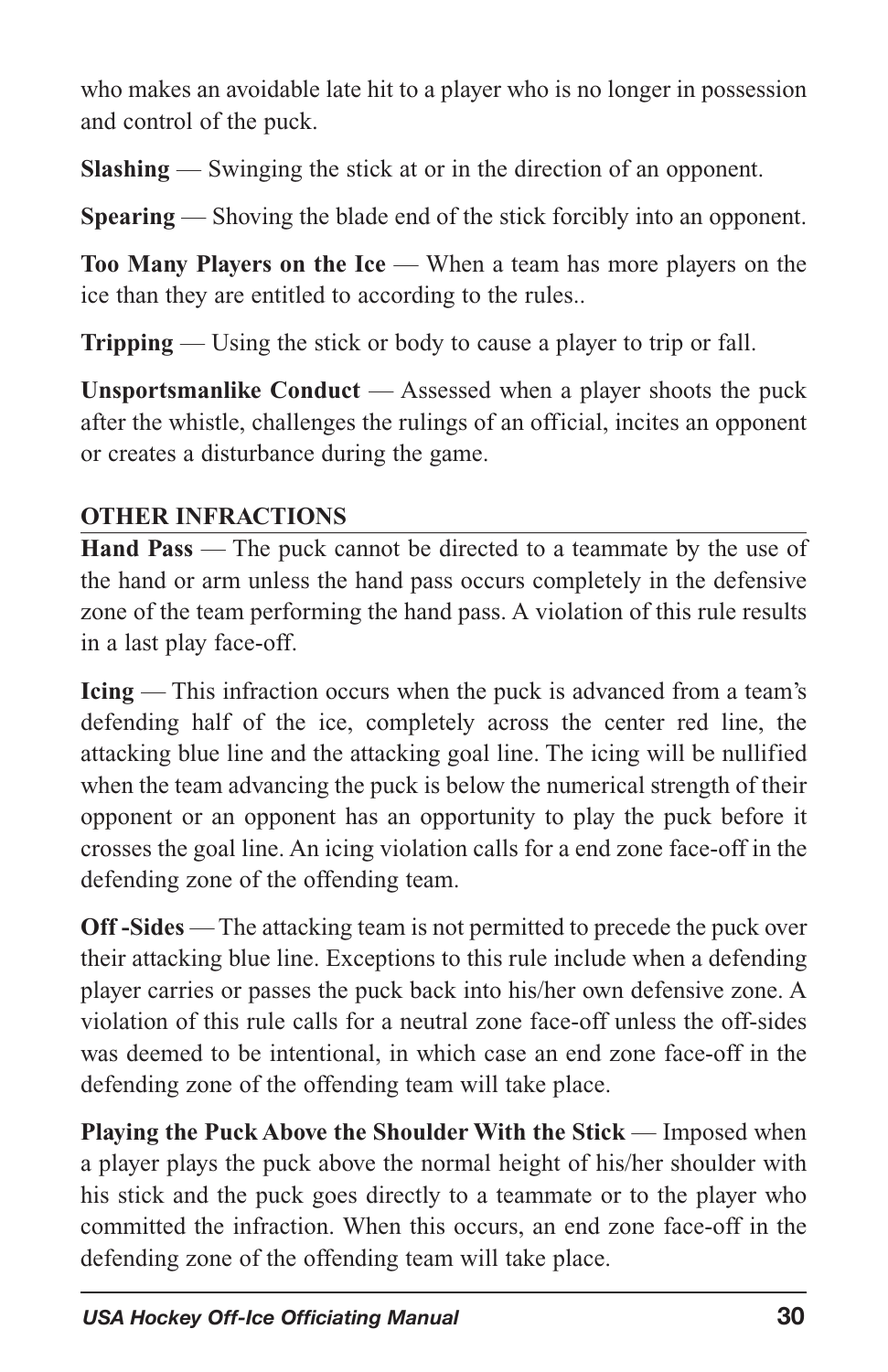who makes an avoidable late hit to a player who is no longer in possession and control of the puck.

**Slashing** — Swinging the stick at or in the direction of an opponent.

**Spearing** — Shoving the blade end of the stick forcibly into an opponent.

**Too Many Players on the Ice** — When a team has more players on the ice than they are entitled to according to the rules..

**Tripping** — Using the stick or body to cause a player to trip or fall.

**Unsportsmanlike Conduct** — Assessed when a player shoots the puck after the whistle, challenges the rulings of an official, incites an opponent or creates a disturbance during the game.

## OTHER INFRACTIONS

**Hand Pass** — The puck cannot be directed to a teammate by the use of the hand or arm unless the hand pass occurs completely in the defensive zone of the team performing the hand pass. A violation of this rule results in a last play face-off.

**Icing** — This infraction occurs when the puck is advanced from a team's defending half of the ice, completely across the center red line, the attacking blue line and the attacking goal line. The icing will be nullified when the team advancing the puck is below the numerical strength of their opponent or an opponent has an opportunity to play the puck before it crosses the goal line. An icing violation calls for a end zone face-off in the defending zone of the offending team.

**Off -Sides** — The attacking team is not permitted to precede the puck over their attacking blue line. Exceptions to this rule include when a defending player carries or passes the puck back into his/her own defensive zone. A violation of this rule calls for a neutral zone face-off unless the off-sides was deemed to be intentional, in which case an end zone face-off in the defending zone of the offending team will take place.

**Playing the Puck Above the Shoulder With the Stick** — Imposed when a player plays the puck above the normal height of his/her shoulder with his stick and the puck goes directly to a teammate or to the player who committed the infraction. When this occurs, an end zone face-off in the defending zone of the offending team will take place.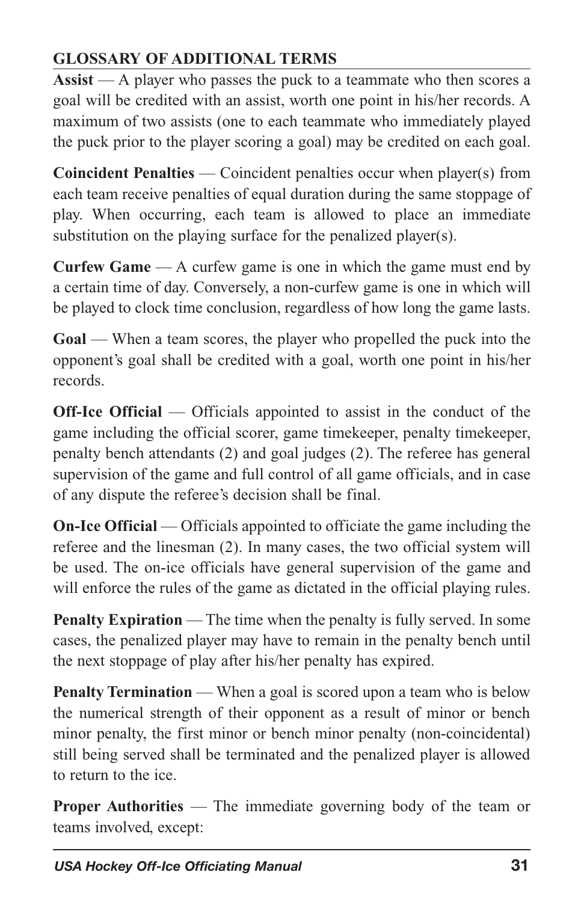## GLOSSARY OF ADDITIONAL TERMS

**Assist** — A player who passes the puck to a teammate who then scores a goal will be credited with an assist, worth one point in his/her records. A maximum of two assists (one to each teammate who immediately played the puck prior to the player scoring a goal) may be credited on each goal.

**Coincident Penalties** — Coincident penalties occur when player(s) from each team receive penalties of equal duration during the same stoppage of play. When occurring, each team is allowed to place an immediate substitution on the playing surface for the penalized player(s).

**Curfew Game** — A curfew game is one in which the game must end by a certain time of day. Conversely, a non-curfew game is one in which will be played to clock time conclusion, regardless of how long the game lasts.

**Goal** — When a team scores, the player who propelled the puck into the opponent's goal shall be credited with a goal, worth one point in his/her records.

**Off-Ice Official** — Officials appointed to assist in the conduct of the game including the official scorer, game timekeeper, penalty timekeeper, penalty bench attendants (2) and goal judges (2). The referee has general supervision of the game and full control of all game officials, and in case of any dispute the referee's decision shall be final.

**On-Ice Official** — Officials appointed to officiate the game including the referee and the linesman (2). In many cases, the two official system will be used. The on-ice officials have general supervision of the game and will enforce the rules of the game as dictated in the official playing rules.

**Penalty Expiration** — The time when the penalty is fully served. In some cases, the penalized player may have to remain in the penalty bench until the next stoppage of play after his/her penalty has expired.

**Penalty Termination** — When a goal is scored upon a team who is below the numerical strength of their opponent as a result of minor or bench minor penalty, the first minor or bench minor penalty (non-coincidental) still being served shall be terminated and the penalized player is allowed to return to the ice.

**Proper Authorities** — The immediate governing body of the team or teams involved, except: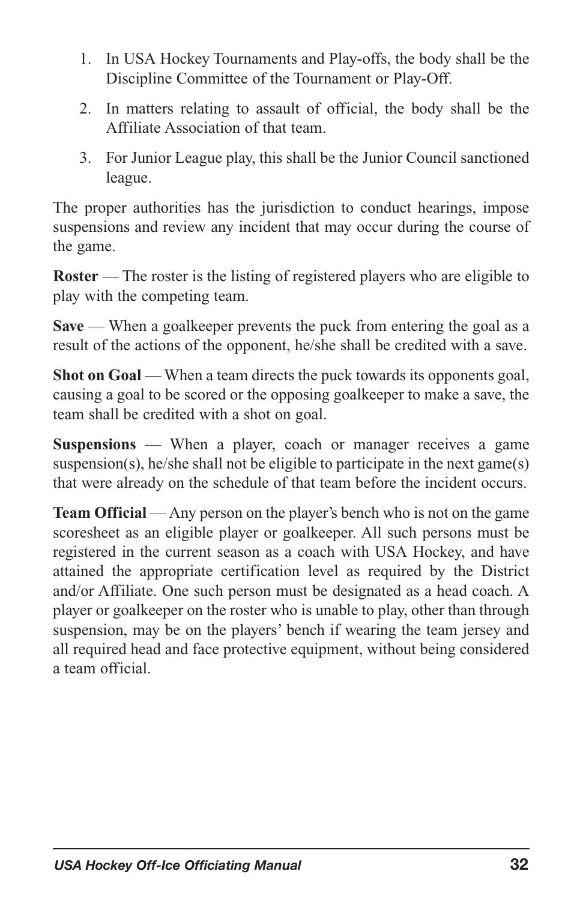1. In USA Hockey Tournaments and Play-offs, the body shall be the Discipline Committee of the Tournament or Play-Off.
2. In matters relating to assault of official, the body shall be the Affiliate Association of that team.
3. For Junior League play, this shall be the Junior Council sanctioned league.

The proper authorities has the jurisdiction to conduct hearings, impose suspensions and review any incident that may occur during the course of the game.

**Roster** — The roster is the listing of registered players who are eligible to play with the competing team.

**Save** — When a goalkeeper prevents the puck from entering the goal as a result of the actions of the opponent, he/she shall be credited with a save.

**Shot on Goal** — When a team directs the puck towards its opponents goal, causing a goal to be scored or the opposing goalkeeper to make a save, the team shall be credited with a shot on goal.

**Suspensions** — When a player, coach or manager receives a game suspension(s), he/she shall not be eligible to participate in the next game(s) that were already on the schedule of that team before the incident occurs.

**Team Official** — Any person on the player's bench who is not on the game scoresheet as an eligible player or goalkeeper. All such persons must be registered in the current season as a coach with USA Hockey, and have attained the appropriate certification level as required by the District and/or Affiliate. One such person must be designated as a head coach. A player or goalkeeper on the roster who is unable to play, other than through suspension, may be on the players' bench if wearing the team jersey and all required head and face protective equipment, without being considered a team official.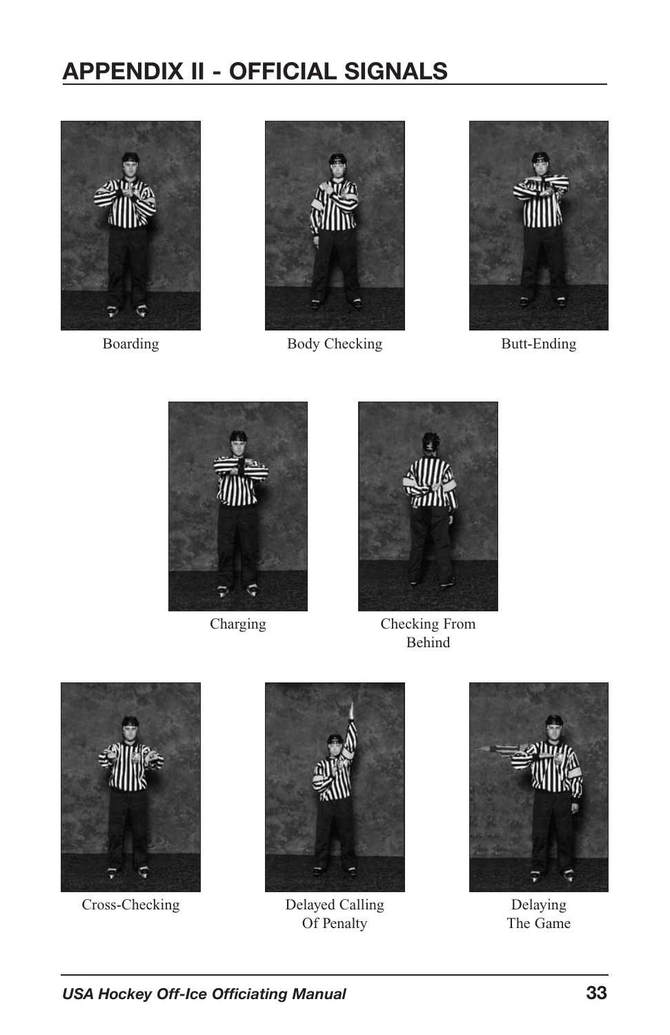# APPENDIX II - OFFICIAL SIGNALS

Boarding

Body Checking

Butt-Ending

Charging

Checking From Behind

Cross-Checking

Delayed Calling Of Penalty

Delaying The Game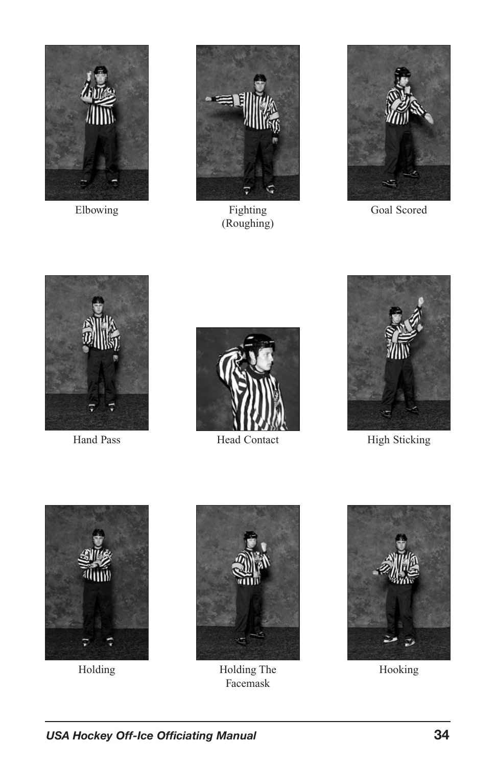Elbowing

Fighting (Roughing)

Goal Scored

Hand Pass

Head Contact

High Sticking

Holding

Holding The Facemask

Hooking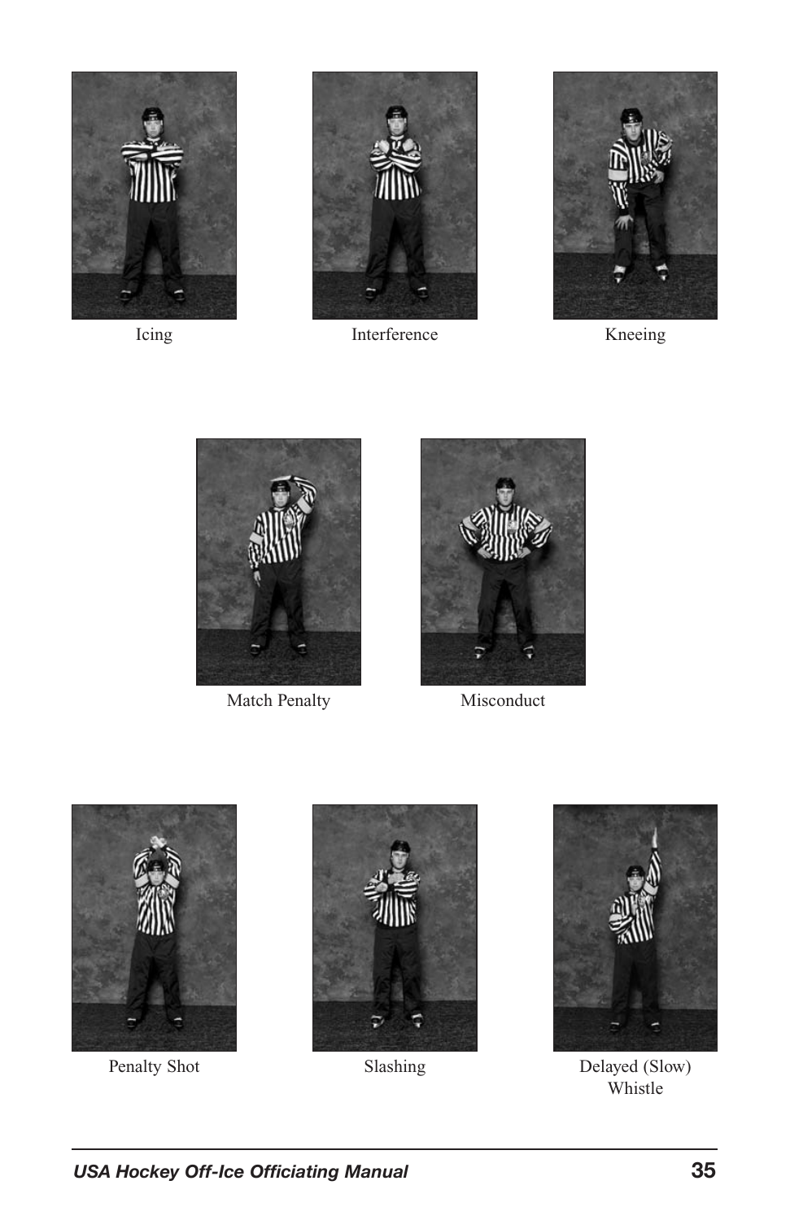Icing

Interference

Kneeing

Match Penalty

Misconduct

Penalty Shot

Slashing

Delayed (Slow) Whistle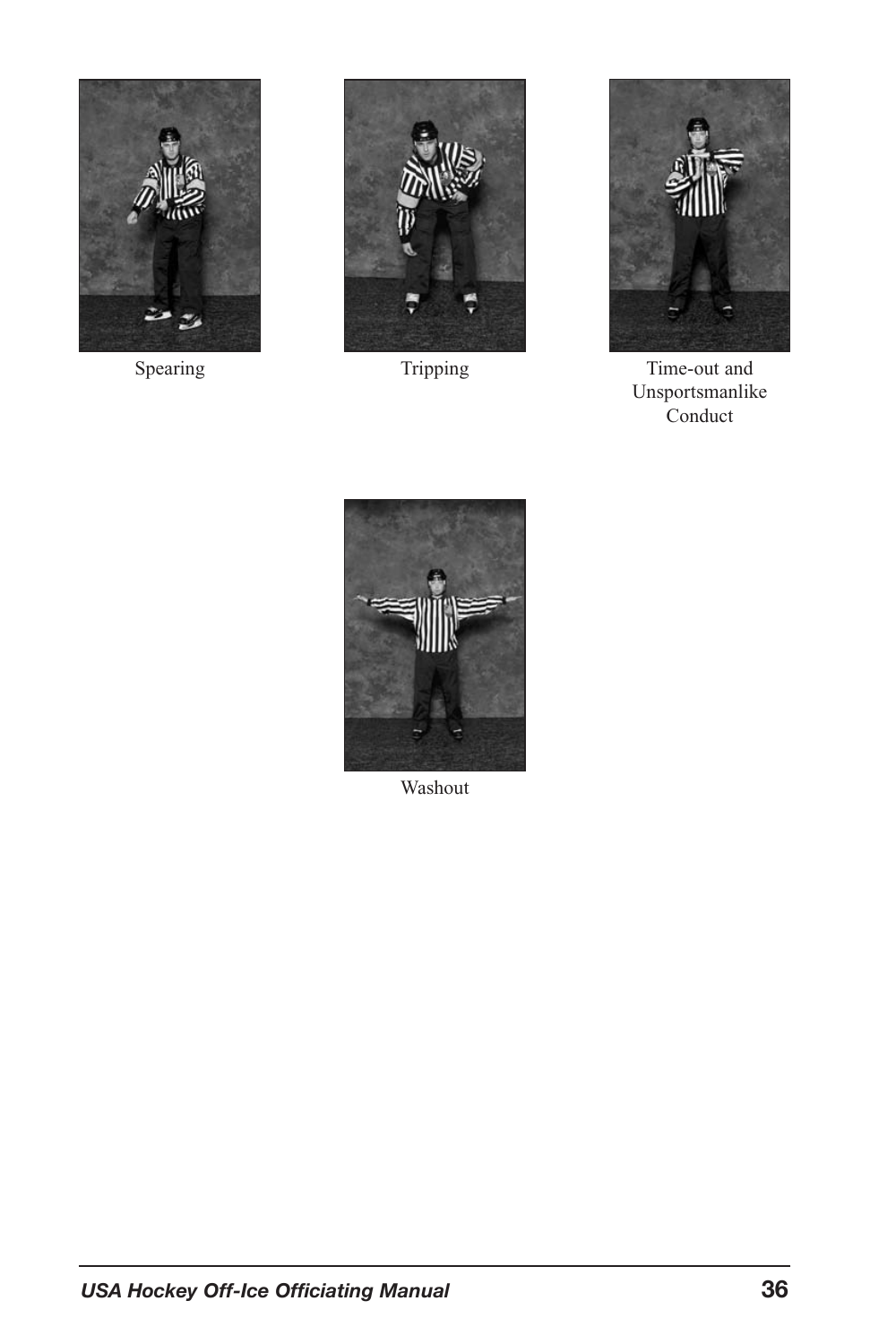Spearing

Tripping

Time-out and Unsportsmanlike Conduct

Washout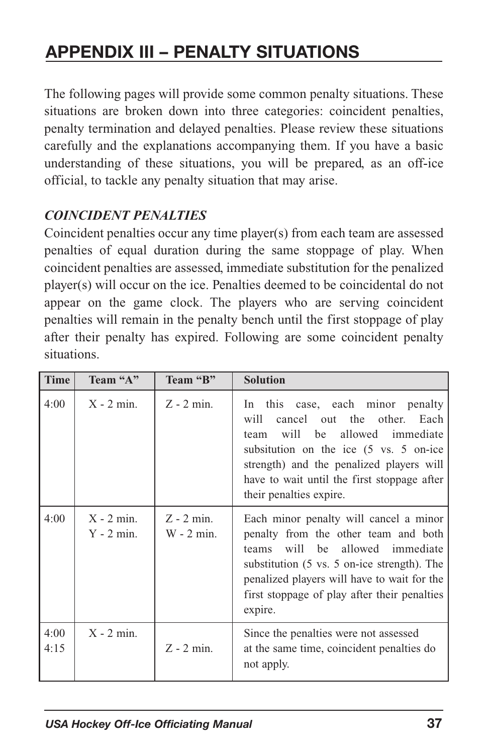# APPENDIX III – PENALTY SITUATIONS

The following pages will provide some common penalty situations. These situations are broken down into three categories: coincident penalties, penalty termination and delayed penalties. Please review these situations carefully and the explanations accompanying them. If you have a basic understanding of these situations, you will be prepared, as an off-ice official, to tackle any penalty situation that may arise.

***COINCIDENT PENALTIES***

Coincident penalties occur any time player(s) from each team are assessed penalties of equal duration during the same stoppage of play. When coincident penalties are assessed, immediate substitution for the penalized player(s) will occur on the ice. Penalties deemed to be coincidental do not appear on the game clock. The players who are serving coincident penalties will remain in the penalty bench until the first stoppage of play after their penalty has expired. Following are some coincident penalty situations.

| Time | Team "A" | Team "B" | Solution |
|---|---|---|---|
| 4:00 | X - 2 min. | Z - 2 min. | In this case, each minor penalty will cancel out the other. Each team will be allowed immediate subsitution on the ice (5 vs. 5 on-ice strength) and the penalized players will have to wait until the first stoppage after their penalties expire. |
| 4:00 | X - 2 min.<br>Y - 2 min. | Z - 2 min.<br>W - 2 min. | Each minor penalty will cancel a minor penalty from the other team and both teams will be allowed immediate substitution (5 vs. 5 on-ice strength). The penalized players will have to wait for the first stoppage of play after their penalties expire. |
| 4:00<br>4:15 | X - 2 min. | <br>Z - 2 min. | Since the penalties were not assessed at the same time, coincident penalties do not apply. |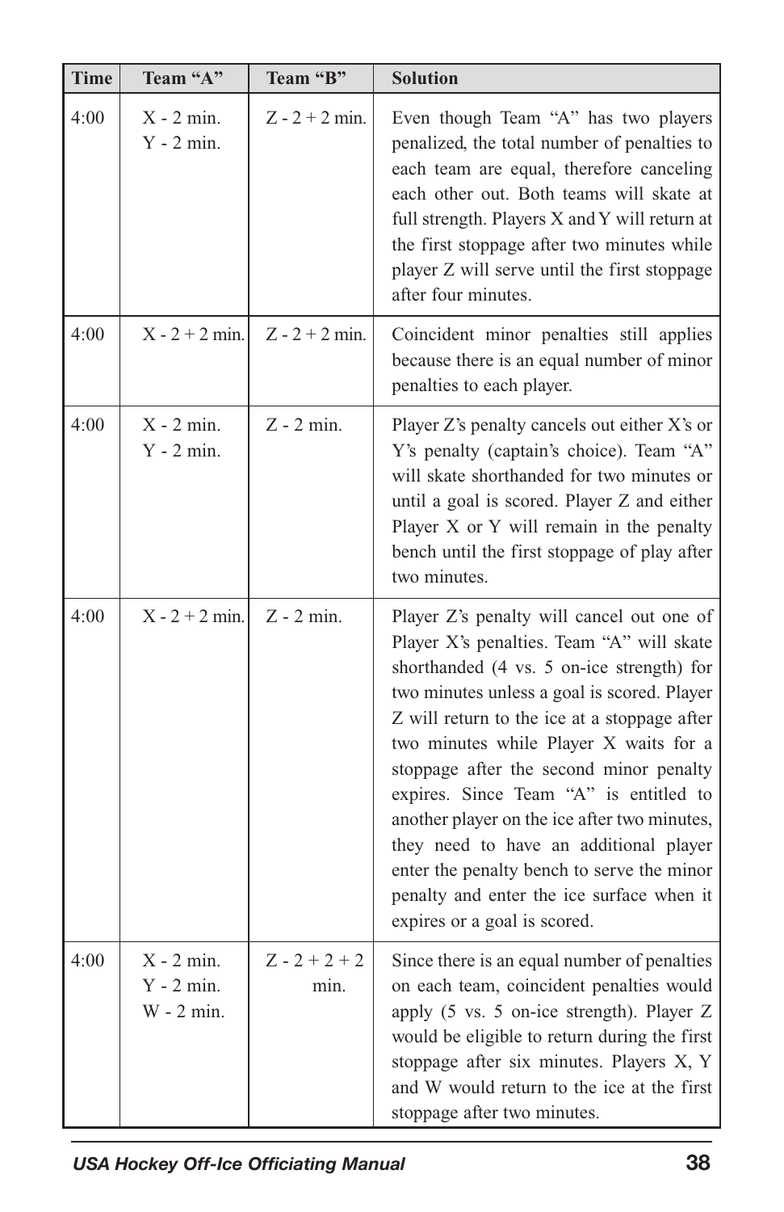| Time | Team "A" | Team "B" | Solution |
|---|---|---|---|
| 4:00 | X - 2 min.<br>Y - 2 min. | Z - 2 + 2 min. | Even though Team "A" has two players penalized, the total number of penalties to each team are equal, therefore canceling each other out. Both teams will skate at full strength. Players X and Y will return at the first stoppage after two minutes while player Z will serve until the first stoppage after four minutes. |
| 4:00 | X - 2 + 2 min. | Z - 2 + 2 min. | Coincident minor penalties still applies because there is an equal number of minor penalties to each player. |
| 4:00 | X - 2 min.<br>Y - 2 min. | Z - 2 min. | Player Z's penalty cancels out either X's or Y's penalty (captain's choice). Team "A" will skate shorthanded for two minutes or until a goal is scored. Player Z and either Player X or Y will remain in the penalty bench until the first stoppage of play after two minutes. |
| 4:00 | X - 2 + 2 min. | Z - 2 min. | Player Z's penalty will cancel out one of Player X's penalties. Team "A" will skate shorthanded (4 vs. 5 on-ice strength) for two minutes unless a goal is scored. Player Z will return to the ice at a stoppage after two minutes while Player X waits for a stoppage after the second minor penalty expires. Since Team "A" is entitled to another player on the ice after two minutes, they need to have an additional player enter the penalty bench to serve the minor penalty and enter the ice surface when it expires or a goal is scored. |
| 4:00 | X - 2 min.<br>Y - 2 min.<br>W - 2 min. | Z - 2 + 2 + 2 min. | Since there is an equal number of penalties on each team, coincident penalties would apply (5 vs. 5 on-ice strength). Player Z would be eligible to return during the first stoppage after six minutes. Players X, Y and W would return to the ice at the first stoppage after two minutes. |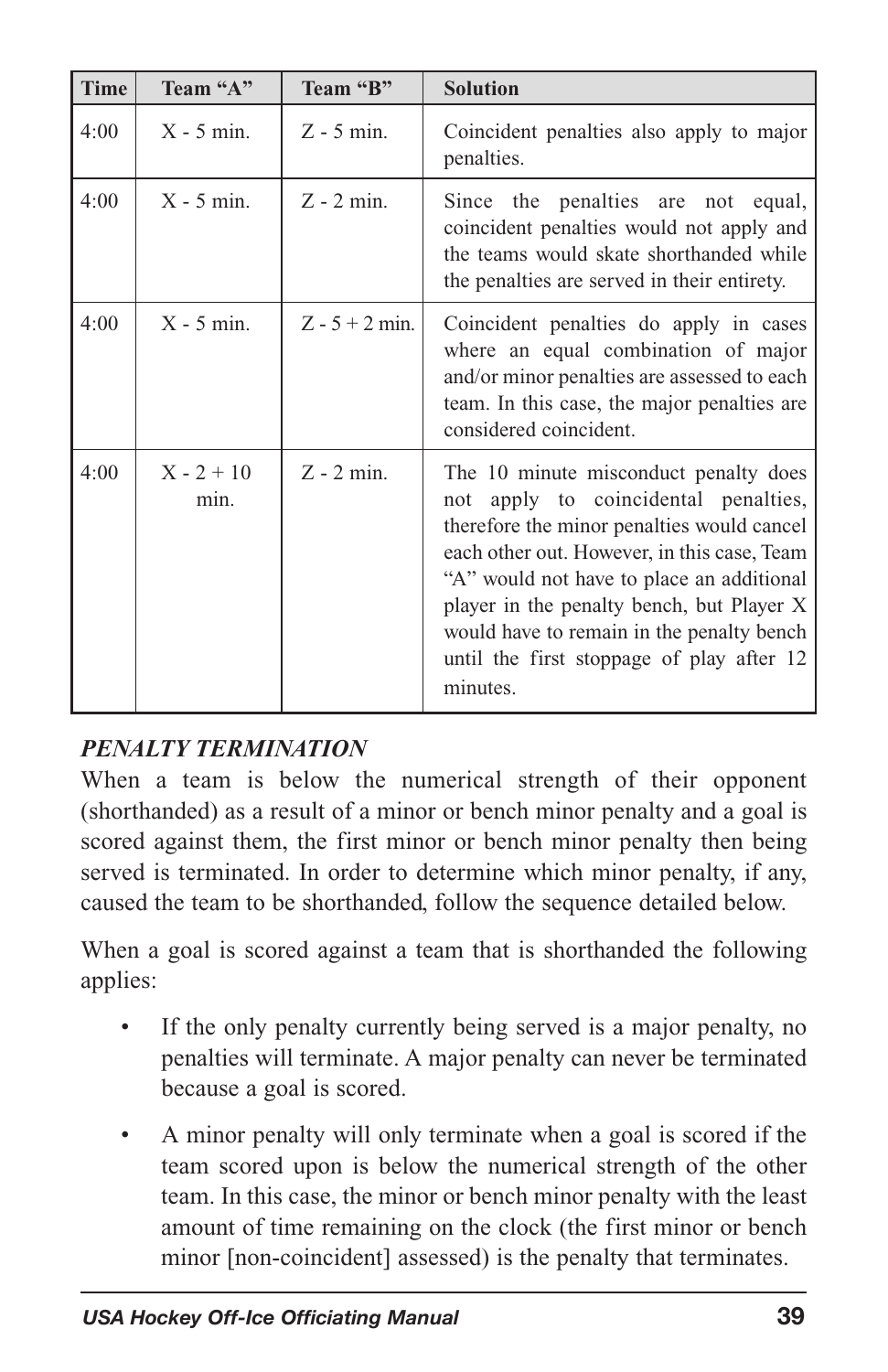| Time | Team "A" | Team "B" | Solution |
|---|---|---|---|
| 4:00 | X - 5 min. | Z - 5 min. | Coincident penalties also apply to major penalties. |
| 4:00 | X - 5 min. | Z - 2 min. | Since the penalties are not equal, coincident penalties would not apply and the teams would skate shorthanded while the penalties are served in their entirety. |
| 4:00 | X - 5 min. | Z - 5 + 2 min. | Coincident penalties do apply in cases where an equal combination of major and/or minor penalties are assessed to each team. In this case, the major penalties are considered coincident. |
| 4:00 | X - 2 + 10 min. | Z - 2 min. | The 10 minute misconduct penalty does not apply to coincidental penalties, therefore the minor penalties would cancel each other out. However, in this case, Team "A" would not have to place an additional player in the penalty bench, but Player X would have to remain in the penalty bench until the first stoppage of play after 12 minutes. |

***PENALTY TERMINATION***

When a team is below the numerical strength of their opponent (shorthanded) as a result of a minor or bench minor penalty and a goal is scored against them, the first minor or bench minor penalty then being served is terminated. In order to determine which minor penalty, if any, caused the team to be shorthanded, follow the sequence detailed below.

When a goal is scored against a team that is shorthanded the following applies:

- If the only penalty currently being served is a major penalty, no penalties will terminate. A major penalty can never be terminated because a goal is scored.
- A minor penalty will only terminate when a goal is scored if the team scored upon is below the numerical strength of the other team. In this case, the minor or bench minor penalty with the least amount of time remaining on the clock (the first minor or bench minor [non-coincident] assessed) is the penalty that terminates.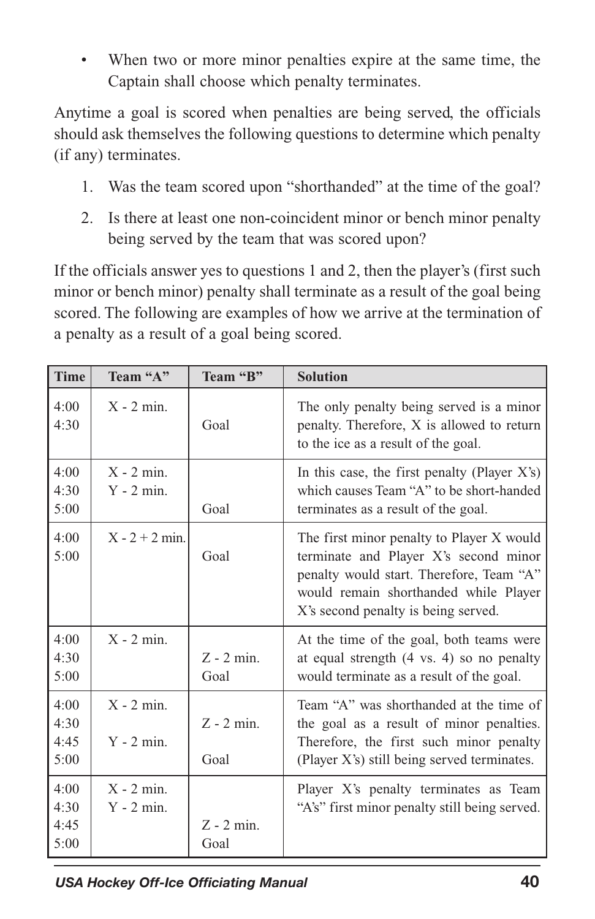- When two or more minor penalties expire at the same time, the Captain shall choose which penalty terminates.

Anytime a goal is scored when penalties are being served, the officials should ask themselves the following questions to determine which penalty (if any) terminates.

1. Was the team scored upon "shorthanded" at the time of the goal?
2. Is there at least one non-coincident minor or bench minor penalty being served by the team that was scored upon?

If the officials answer yes to questions 1 and 2, then the player's (first such minor or bench minor) penalty shall terminate as a result of the goal being scored. The following are examples of how we arrive at the termination of a penalty as a result of a goal being scored.

| Time | Team "A" | Team "B" | Solution |
|---|---|---|---|
| 4:00<br>4:30 | X - 2 min. | <br>Goal | The only penalty being served is a minor penalty. Therefore, X is allowed to return to the ice as a result of the goal. |
| 4:00<br>4:30<br>5:00 | X - 2 min.<br>Y - 2 min. | <br><br>Goal | In this case, the first penalty (Player X's) which causes Team "A" to be short-handed terminates as a result of the goal. |
| 4:00<br>5:00 | X - 2 + 2 min. | <br>Goal | The first minor penalty to Player X would terminate and Player X's second minor penalty would start. Therefore, Team "A" would remain shorthanded while Player X's second penalty is being served. |
| 4:00<br>4:30<br>5:00 | X - 2 min. | <br>Z - 2 min.<br>Goal | At the time of the goal, both teams were at equal strength (4 vs. 4) so no penalty would terminate as a result of the goal. |
| 4:00<br>4:30<br>4:45<br>5:00 | X - 2 min.<br><br>Y - 2 min. | <br>Z - 2 min.<br><br>Goal | Team "A" was shorthanded at the time of the goal as a result of minor penalties. Therefore, the first such minor penalty (Player X's) still being served terminates. |
| 4:00<br>4:30<br>4:45<br>5:00 | X - 2 min.<br>Y - 2 min. | <br><br>Z - 2 min.<br>Goal | Player X's penalty terminates as Team "A's" first minor penalty still being served. |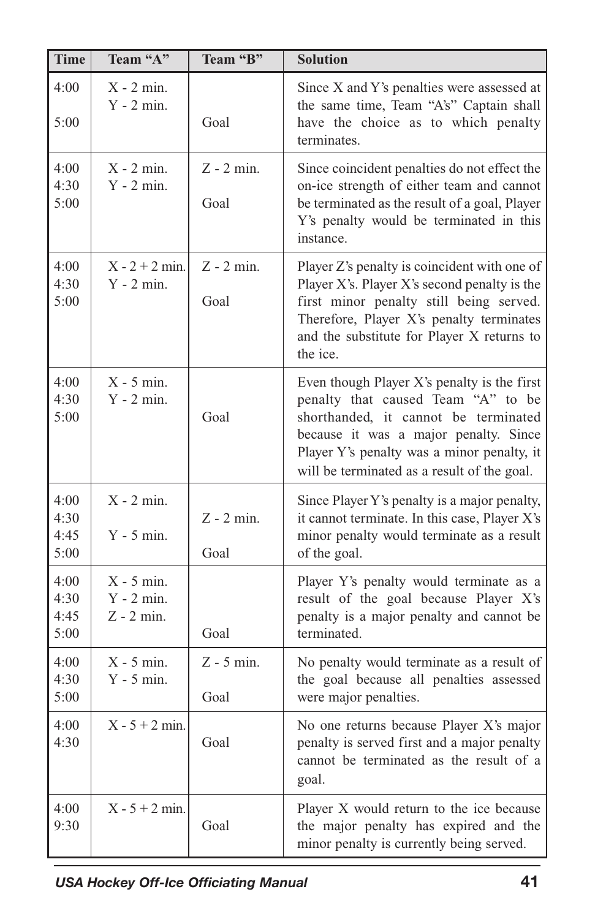| Time | Team "A" | Team "B" | Solution |
|---|---|---|---|
| 4:00<br>5:00 | X - 2 min.<br>Y - 2 min. | <br>Goal | Since X and Y's penalties were assessed at the same time, Team "A's" Captain shall have the choice as to which penalty terminates. |
| 4:00<br>4:30<br>5:00 | X - 2 min.<br>Y - 2 min. | Z - 2 min.<br><br>Goal | Since coincident penalties do not effect the on-ice strength of either team and cannot be terminated as the result of a goal, Player Y's penalty would be terminated in this instance. |
| 4:00<br>4:30<br>5:00 | X - 2 + 2 min.<br>Y - 2 min. | Z - 2 min.<br><br>Goal | Player Z's penalty is coincident with one of Player X's. Player X's second penalty is the first minor penalty still being served. Therefore, Player X's penalty terminates and the substitute for Player X returns to the ice. |
| 4:00<br>4:30<br>5:00 | X - 5 min.<br>Y - 2 min. | <br><br>Goal | Even though Player X's penalty is the first penalty that caused Team "A" to be shorthanded, it cannot be terminated because it was a major penalty. Since Player Y's penalty was a minor penalty, it will be terminated as a result of the goal. |
| 4:00<br>4:30<br>4:45<br>5:00 | X - 2 min.<br><br>Y - 5 min. | <br>Z - 2 min.<br><br>Goal | Since Player Y's penalty is a major penalty, it cannot terminate. In this case, Player X's minor penalty would terminate as a result of the goal. |
| 4:00<br>4:30<br>4:45<br>5:00 | X - 5 min.<br>Y - 2 min.<br>Z - 2 min. | <br><br><br>Goal | Player Y's penalty would terminate as a result of the goal because Player X's penalty is a major penalty and cannot be terminated. |
| 4:00<br>4:30<br>5:00 | X - 5 min.<br>Y - 5 min. | Z - 5 min.<br><br>Goal | No penalty would terminate as a result of the goal because all penalties assessed were major penalties. |
| 4:00<br>4:30 | X - 5 + 2 min. | <br>Goal | No one returns because Player X's major penalty is served first and a major penalty cannot be terminated as the result of a goal. |
| 4:00<br>9:30 | X - 5 + 2 min. | <br>Goal | Player X would return to the ice because the major penalty has expired and the minor penalty is currently being served. |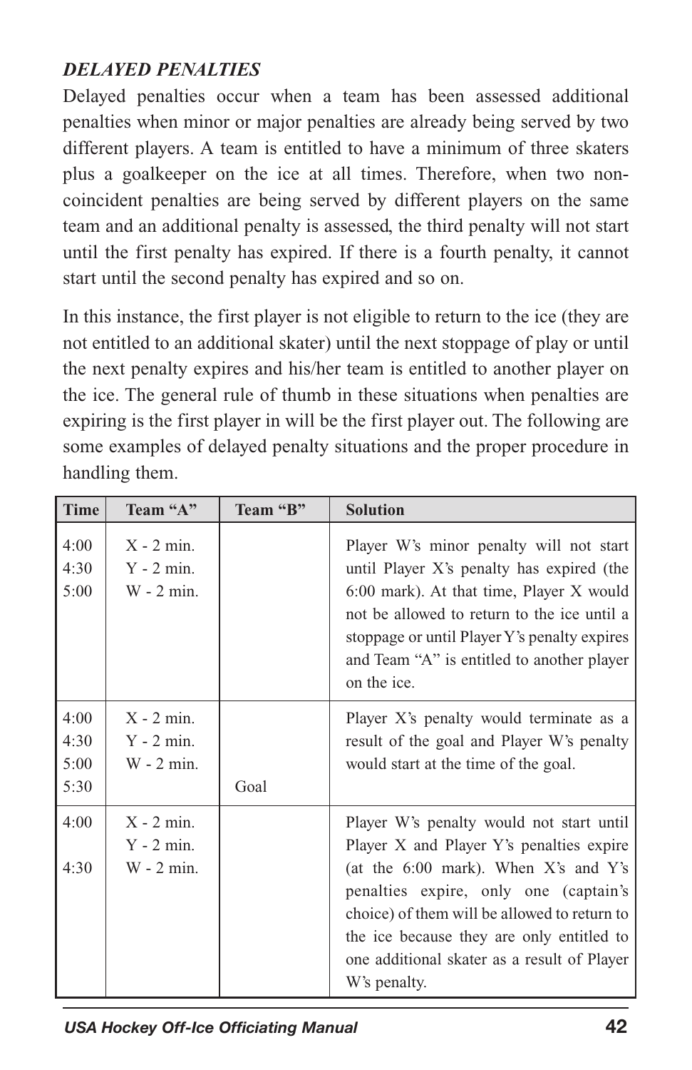*DELAYED PENALTIES*

Delayed penalties occur when a team has been assessed additional penalties when minor or major penalties are already being served by two different players. A team is entitled to have a minimum of three skaters plus a goalkeeper on the ice at all times. Therefore, when two non-coincident penalties are being served by different players on the same team and an additional penalty is assessed, the third penalty will not start until the first penalty has expired. If there is a fourth penalty, it cannot start until the second penalty has expired and so on.

In this instance, the first player is not eligible to return to the ice (they are not entitled to an additional skater) until the next stoppage of play or until the next penalty expires and his/her team is entitled to another player on the ice. The general rule of thumb in these situations when penalties are expiring is the first player in will be the first player out. The following are some examples of delayed penalty situations and the proper procedure in handling them.

| Time | Team "A" | Team "B" | Solution |
|---|---|---|---|
| 4:00<br>4:30<br>5:00 | X - 2 min.<br>Y - 2 min.<br>W - 2 min. | | Player W's minor penalty will not start until Player X's penalty has expired (the 6:00 mark). At that time, Player X would not be allowed to return to the ice until a stoppage or until Player Y's penalty expires and Team "A" is entitled to another player on the ice. |
| 4:00<br>4:30<br>5:00<br>5:30 | X - 2 min.<br>Y - 2 min.<br>W - 2 min. | <br><br><br>Goal | Player X's penalty would terminate as a result of the goal and Player W's penalty would start at the time of the goal. |
| 4:00<br><br>4:30 | X - 2 min.<br>Y - 2 min.<br>W - 2 min. | | Player W's penalty would not start until Player X and Player Y's penalties expire (at the 6:00 mark). When X's and Y's penalties expire, only one (captain's choice) of them will be allowed to return to the ice because they are only entitled to one additional skater as a result of Player W's penalty. |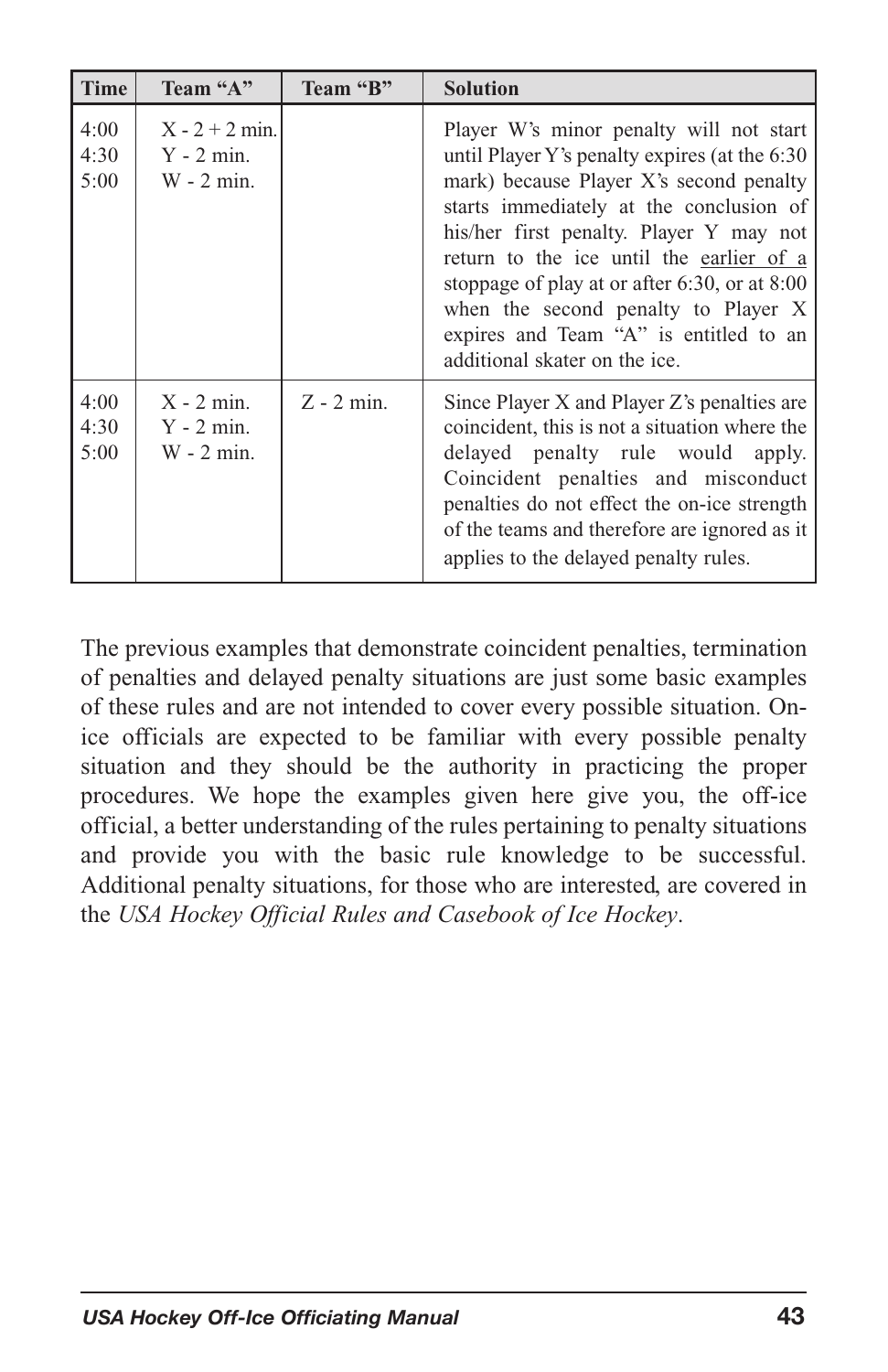| Time | Team "A" | Team "B" | Solution |
|---|---|---|---|
| 4:00<br>4:30<br>5:00 | X - 2 + 2 min.<br>Y - 2 min.<br>W - 2 min. | | Player W's minor penalty will not start until Player Y's penalty expires (at the 6:30 mark) because Player X's second penalty starts immediately at the conclusion of his/her first penalty. Player Y may not return to the ice until the earlier of a stoppage of play at or after 6:30, or at 8:00 when the second penalty to Player X expires and Team "A" is entitled to an additional skater on the ice. |
| 4:00<br>4:30<br>5:00 | X - 2 min.<br>Y - 2 min.<br>W - 2 min. | Z - 2 min. | Since Player X and Player Z's penalties are coincident, this is not a situation where the delayed penalty rule would apply. Coincident penalties and misconduct penalties do not effect the on-ice strength of the teams and therefore are ignored as it applies to the delayed penalty rules. |

The previous examples that demonstrate coincident penalties, termination of penalties and delayed penalty situations are just some basic examples of these rules and are not intended to cover every possible situation. On-ice officials are expected to be familiar with every possible penalty situation and they should be the authority in practicing the proper procedures. We hope the examples given here give you, the off-ice official, a better understanding of the rules pertaining to penalty situations and provide you with the basic rule knowledge to be successful. Additional penalty situations, for those who are interested, are covered in the *USA Hockey Official Rules and Casebook of Ice Hockey*.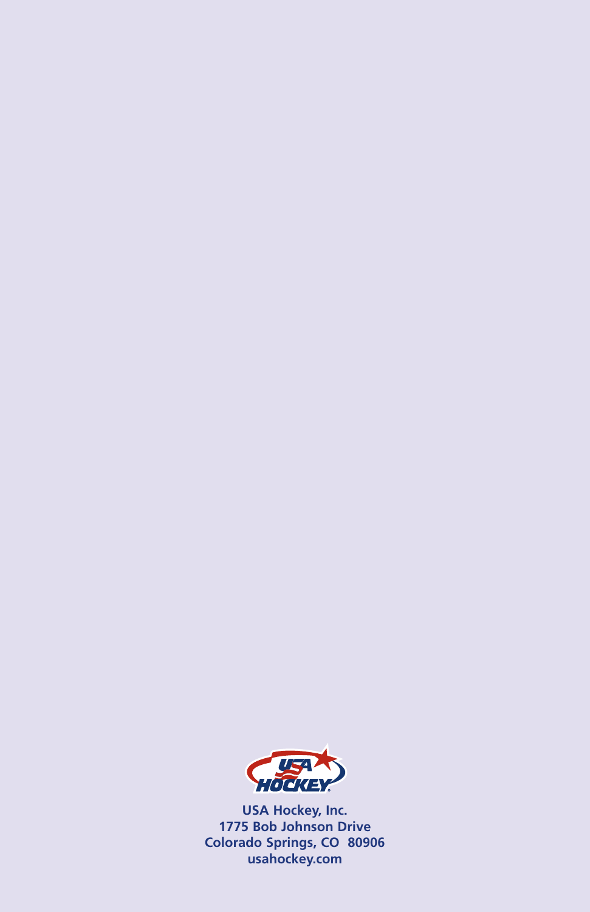**USA Hockey, Inc.**
**1775 Bob Johnson Drive**
**Colorado Springs, CO  80906**
**usahockey.com**